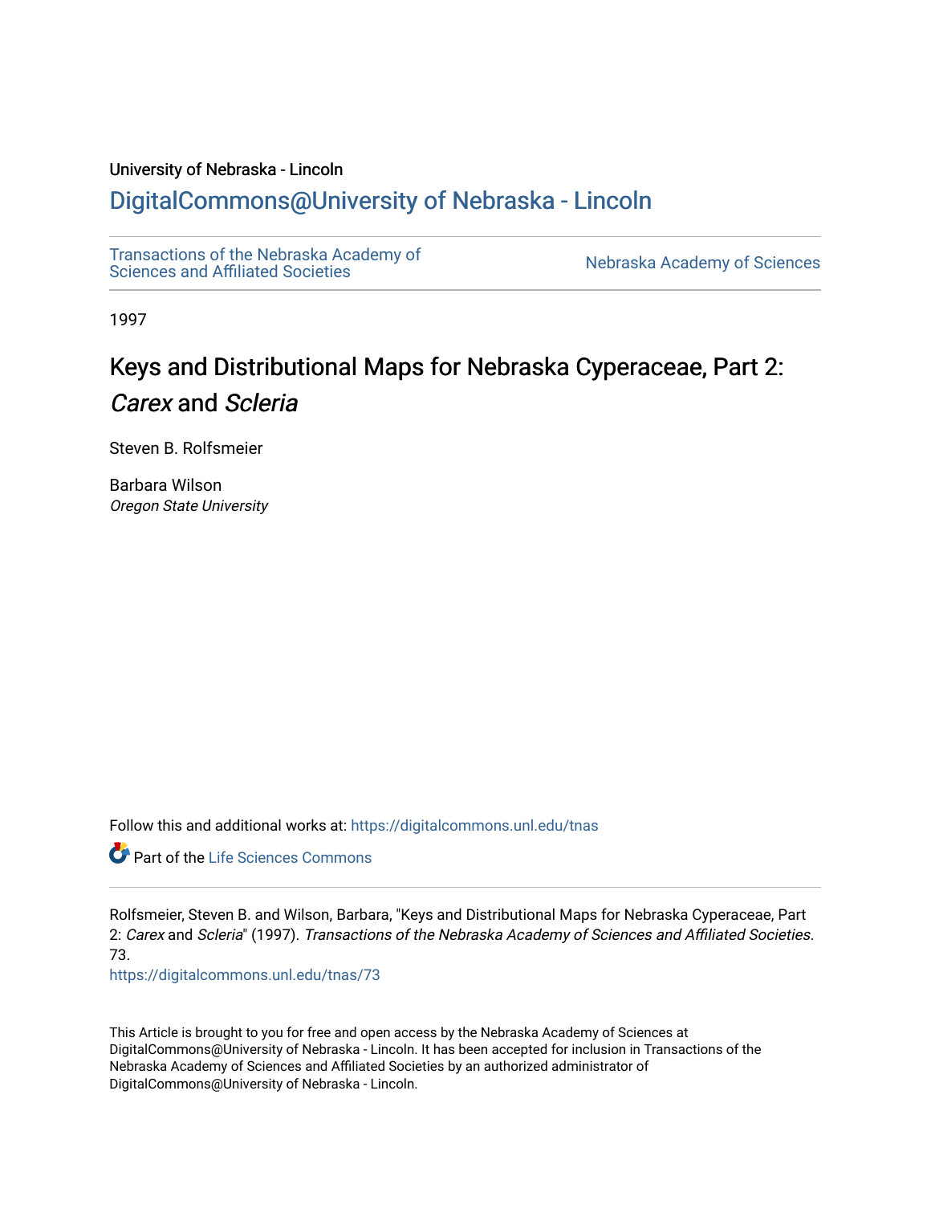University of Nebraska - Lincoln

## DigitalCommons@University of Nebraska - Lincoln

Transactions of the Nebraska Academy of Sciences and Affiliated Societies

Nebraska Academy of Sciences

1997

# Keys and Distributional Maps for Nebraska Cyperaceae, Part 2: *Carex* and *Scleria*

Steven B. Rolfsmeier

Barbara Wilson
*Oregon State University*

Follow this and additional works at: https://digitalcommons.unl.edu/tnas

Part of the Life Sciences Commons

Rolfsmeier, Steven B. and Wilson, Barbara, "Keys and Distributional Maps for Nebraska Cyperaceae, Part 2: *Carex* and *Scleria*" (1997). *Transactions of the Nebraska Academy of Sciences and Affiliated Societies*. 73.
https://digitalcommons.unl.edu/tnas/73

This Article is brought to you for free and open access by the Nebraska Academy of Sciences at DigitalCommons@University of Nebraska - Lincoln. It has been accepted for inclusion in Transactions of the Nebraska Academy of Sciences and Affiliated Societies by an authorized administrator of DigitalCommons@University of Nebraska - Lincoln.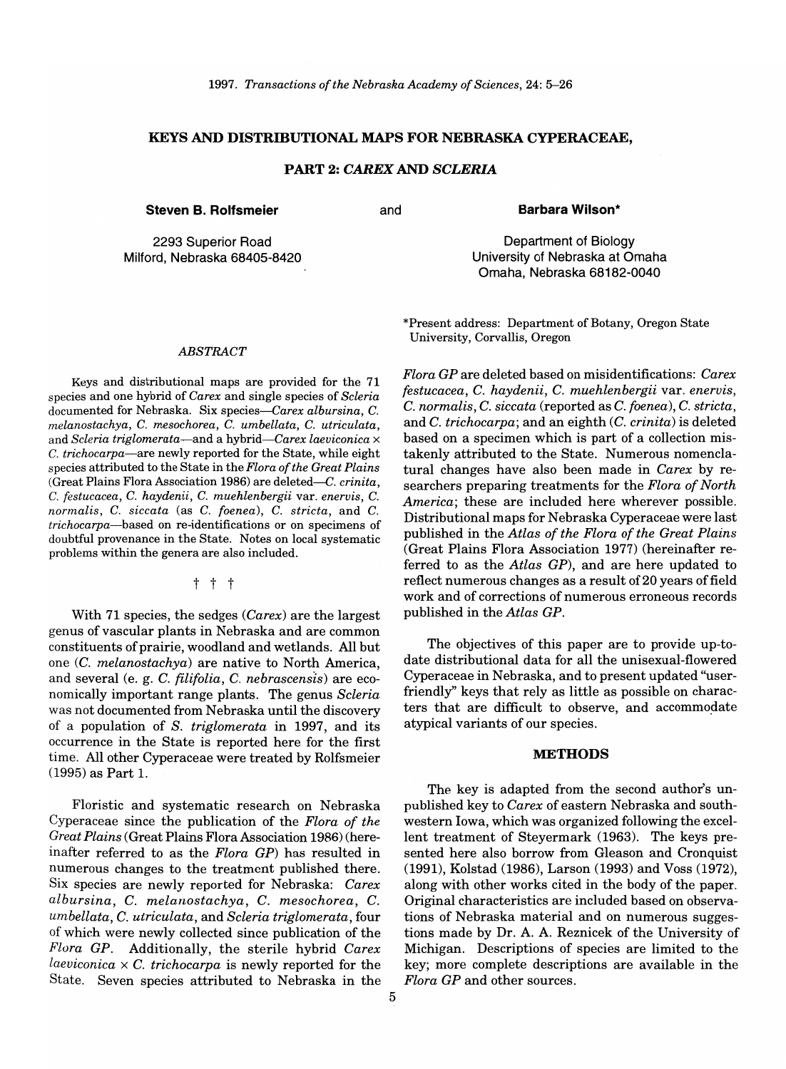# KEYS AND DISTRIBUTIONAL MAPS FOR NEBRASKA CYPERACEAE,

## PART 2: *CAREX* AND *SCLERIA*

**Steven B. Rolfsmeier** and **Barbara Wilson***

2293 Superior Road
Milford, Nebraska 68405-8420

Department of Biology
University of Nebraska at Omaha
Omaha, Nebraska 68182-0040

*Present address: Department of Botany, Oregon State University, Corvallis, Oregon

### *ABSTRACT*

Keys and distributional maps are provided for the 71 species and one hybrid of *Carex* and single species of *Scleria* documented for Nebraska. Six species—*Carex albursina*, *C. melanostachya*, *C. mesochorea*, *C. umbellata*, *C. utriculata*, and *Scleria triglomerata*—and a hybrid—*Carex laeviconica* × *C. trichocarpa*—are newly reported for the State, while eight species attributed to the State in the *Flora of the Great Plains* (Great Plains Flora Association 1986) are deleted—*C. crinita*, *C. festucacea*, *C. haydenii*, *C. muehlenbergii* var. *enervis*, *C. normalis*, *C. siccata* (as *C. foenea*), *C. stricta*, and *C. trichocarpa*—based on re-identifications or on specimens of doubtful provenance in the State. Notes on local systematic problems within the genera are also included.

† † †

With 71 species, the sedges (*Carex*) are the largest genus of vascular plants in Nebraska and are common constituents of prairie, woodland and wetlands. All but one (*C. melanostachya*) are native to North America, and several (e. g. *C. filifolia*, *C. nebrascensis*) are economically important range plants. The genus *Scleria* was not documented from Nebraska until the discovery of a population of *S. triglomerata* in 1997, and its occurrence in the State is reported here for the first time. All other Cyperaceae were treated by Rolfsmeier (1995) as Part 1.

Floristic and systematic research on Nebraska Cyperaceae since the publication of the *Flora of the Great Plains* (Great Plains Flora Association 1986) (hereinafter referred to as the *Flora GP*) has resulted in numerous changes to the treatment published there. Six species are newly reported for Nebraska: *Carex albursina*, *C. melanostachya*, *C. mesochorea*, *C. umbellata*, *C. utriculata*, and *Scleria triglomerata*, four of which were newly collected since publication of the *Flora GP*. Additionally, the sterile hybrid *Carex laeviconica* × *C. trichocarpa* is newly reported for the State. Seven species attributed to Nebraska in the *Flora GP* are deleted based on misidentifications: *Carex festucacea*, *C. haydenii*, *C. muehlenbergii* var. *enervis*, *C. normalis*, *C. siccata* (reported as *C. foenea*), *C. stricta*, and *C. trichocarpa*; and an eighth (*C. crinita*) is deleted based on a specimen which is part of a collection mistakenly attributed to the State. Numerous nomenclatural changes have also been made in *Carex* by researchers preparing treatments for the *Flora of North America*; these are included here wherever possible. Distributional maps for Nebraska Cyperaceae were last published in the *Atlas of the Flora of the Great Plains* (Great Plains Flora Association 1977) (hereinafter referred to as the *Atlas GP*), and are here updated to reflect numerous changes as a result of 20 years of field work and of corrections of numerous erroneous records published in the *Atlas GP*.

The objectives of this paper are to provide up-to-date distributional data for all the unisexual-flowered Cyperaceae in Nebraska, and to present updated "user-friendly" keys that rely as little as possible on characters that are difficult to observe, and accommodate atypical variants of our species.

## METHODS

The key is adapted from the second author's unpublished key to *Carex* of eastern Nebraska and southwestern Iowa, which was organized following the excellent treatment of Steyermark (1963). The keys presented here also borrow from Gleason and Cronquist (1991), Kolstad (1986), Larson (1993) and Voss (1972), along with other works cited in the body of the paper. Original characteristics are included based on observations of Nebraska material and on numerous suggestions made by Dr. A. A. Reznicek of the University of Michigan. Descriptions of species are limited to the key; more complete descriptions are available in the *Flora GP* and other sources.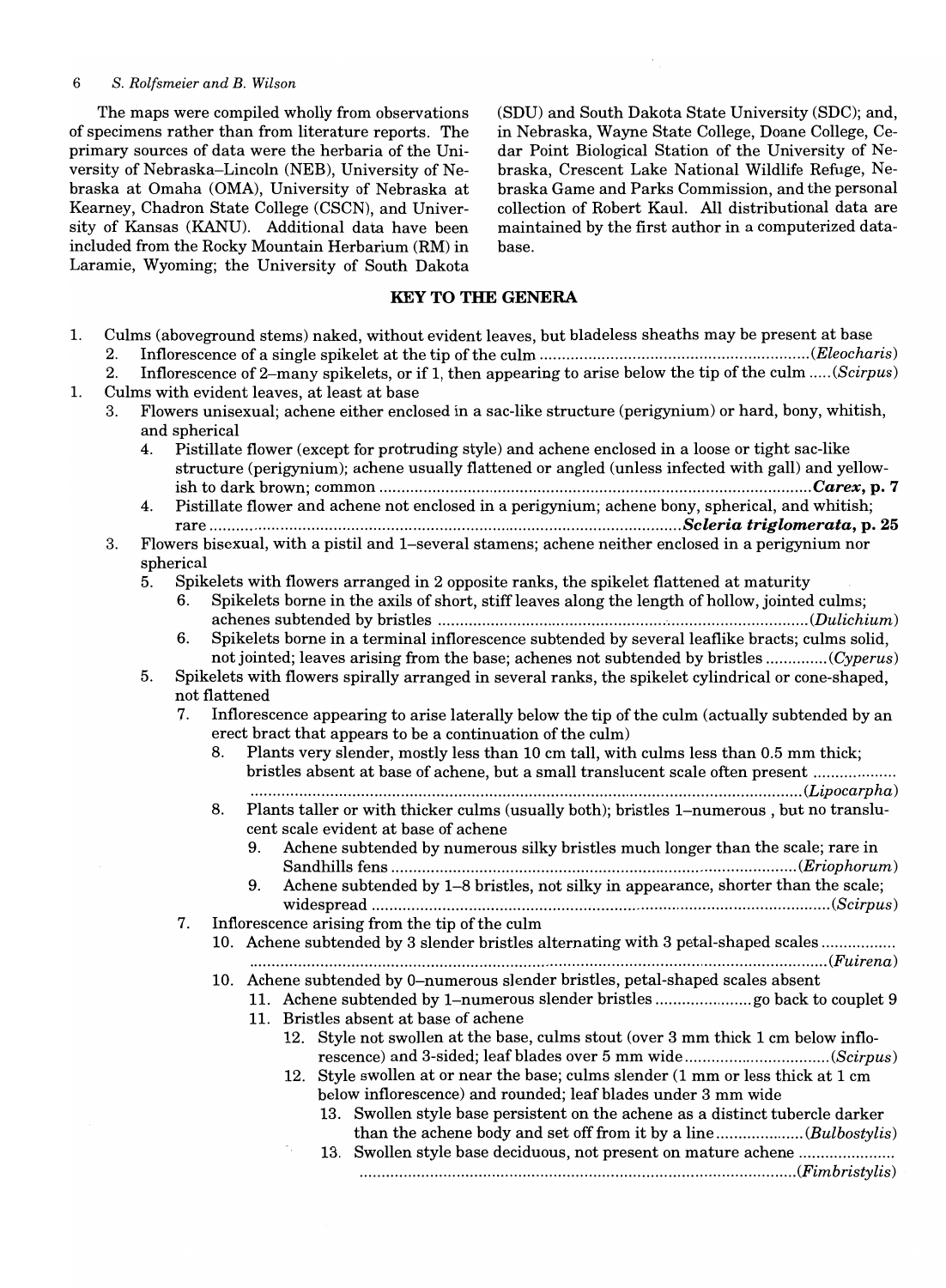The maps were compiled wholly from observations of specimens rather than from literature reports. The primary sources of data were the herbaria of the University of Nebraska–Lincoln (NEB), University of Nebraska at Omaha (OMA), University of Nebraska at Kearney, Chadron State College (CSCN), and University of Kansas (KANU). Additional data have been included from the Rocky Mountain Herbarium (RM) in Laramie, Wyoming; the University of South Dakota (SDU) and South Dakota State University (SDC); and, in Nebraska, Wayne State College, Doane College, Cedar Point Biological Station of the University of Nebraska, Crescent Lake National Wildlife Refuge, Nebraska Game and Parks Commission, and the personal collection of Robert Kaul. All distributional data are maintained by the first author in a computerized database.

## KEY TO THE GENERA

1. Culms (aboveground stems) naked, without evident leaves, but bladeless sheaths may be present at base
    - 2. Inflorescence of a single spikelet at the tip of the culm ............ (*Eleocharis*)
    - 2. Inflorescence of 2–many spikelets, or if 1, then appearing to arise below the tip of the culm ..... (*Scirpus*)
1. Culms with evident leaves, at least at base
    - 3. Flowers unisexual; achene either enclosed in a sac-like structure (perigynium) or hard, bony, whitish, and spherical
        - 4. Pistillate flower (except for protruding style) and achene enclosed in a loose or tight sac-like structure (perigynium); achene usually flattened or angled (unless infected with gall) and yellowish to dark brown; common ............ ***Carex*, p. 7**
        - 4. Pistillate flower and achene not enclosed in a perigynium; achene bony, spherical, and whitish; rare ............ ***Scleria triglomerata*, p. 25**
    - 3. Flowers bisexual, with a pistil and 1–several stamens; achene neither enclosed in a perigynium nor spherical
        - 5. Spikelets with flowers arranged in 2 opposite ranks, the spikelet flattened at maturity
            - 6. Spikelets borne in the axils of short, stiff leaves along the length of hollow, jointed culms; achenes subtended by bristles ............ (*Dulichium*)
            - 6. Spikelets borne in a terminal inflorescence subtended by several leaflike bracts; culms solid, not jointed; leaves arising from the base; achenes not subtended by bristles ............ (*Cyperus*)
        - 5. Spikelets with flowers spirally arranged in several ranks, the spikelet cylindrical or cone-shaped, not flattened
            - 7. Inflorescence appearing to arise laterally below the tip of the culm (actually subtended by an erect bract that appears to be a continuation of the culm)
                - 8. Plants very slender, mostly less than 10 cm tall, with culms less than 0.5 mm thick; bristles absent at base of achene, but a small translucent scale often present ............ (*Lipocarpha*)
                - 8. Plants taller or with thicker culms (usually both); bristles 1–numerous , but no translucent scale evident at base of achene
                    - 9. Achene subtended by numerous silky bristles much longer than the scale; rare in Sandhills fens ............ (*Eriophorum*)
                    - 9. Achene subtended by 1–8 bristles, not silky in appearance, shorter than the scale; widespread ............ (*Scirpus*)
            - 7. Inflorescence arising from the tip of the culm
                - 10. Achene subtended by 3 slender bristles alternating with 3 petal-shaped scales ............ (*Fuirena*)
                - 10. Achene subtended by 0–numerous slender bristles, petal-shaped scales absent
                    - 11. Achene subtended by 1–numerous slender bristles ............ go back to couplet 9
                    - 11. Bristles absent at base of achene
                        - 12. Style not swollen at the base, culms stout (over 3 mm thick 1 cm below inflorescence) and 3-sided; leaf blades over 5 mm wide ............ (*Scirpus*)
                        - 12. Style swollen at or near the base; culms slender (1 mm or less thick at 1 cm below inflorescence) and rounded; leaf blades under 3 mm wide
                            - 13. Swollen style base persistent on the achene as a distinct tubercle darker than the achene body and set off from it by a line ............ (*Bulbostylis*)
                            - 13. Swollen style base deciduous, not present on mature achene ............ (*Fimbristylis*)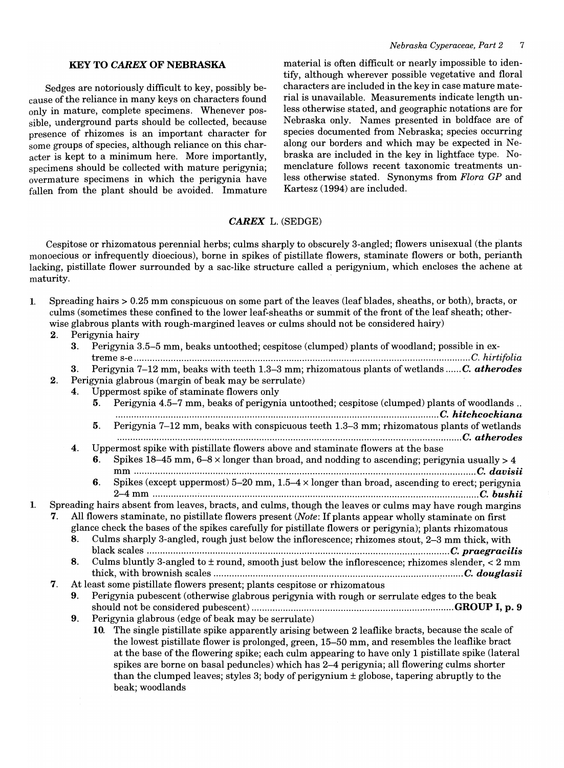## KEY TO *CAREX* OF NEBRASKA

Sedges are notoriously difficult to key, possibly because of the reliance in many keys on characters found only in mature, complete specimens. Whenever possible, underground parts should be collected, because presence of rhizomes is an important character for some groups of species, although reliance on this character is kept to a minimum here. More importantly, specimens should be collected with mature perigynia; overmature specimens in which the perigynia have fallen from the plant should be avoided. Immature material is often difficult or nearly impossible to identify, although wherever possible vegetative and floral characters are included in the key in case mature material is unavailable. Measurements indicate length unless otherwise stated, and geographic notations are for Nebraska only. Names presented in boldface are of species documented from Nebraska; species occurring along our borders and which may be expected in Nebraska are included in the key in lightface type. Nomenclature follows recent taxonomic treatments unless otherwise stated. Synonyms from *Flora GP* and Kartesz (1994) are included.

### *CAREX* L. (SEDGE)

Cespitose or rhizomatous perennial herbs; culms sharply to obscurely 3-angled; flowers unisexual (the plants monoecious or infrequently dioecious), borne in spikes of pistillate flowers, staminate flowers or both, perianth lacking, pistillate flower surrounded by a sac-like structure called a perigynium, which encloses the achene at maturity.

1. Spreading hairs > 0.25 mm conspicuous on some part of the leaves (leaf blades, sheaths, or both), bracts, or culms (sometimes these confined to the lower leaf-sheaths or summit of the front of the leaf sheath; otherwise glabrous plants with rough-margined leaves or culms should not be considered hairy)
   2. Perigynia hairy
      3. Perigynia 3.5–5 mm, beaks untoothed; cespitose (clumped) plants of woodland; possible in extreme s-e ........ *C. hirtifolia*
      3. Perigynia 7–12 mm, beaks with teeth 1.3–3 mm; rhizomatous plants of wetlands ...... ***C. atherodes***
   2. Perigynia glabrous (margin of beak may be serrulate)
      4. Uppermost spike of staminate flowers only
         5. Perigynia 4.5–7 mm, beaks of perigynia untoothed; cespitose (clumped) plants of woodlands ........ ***C. hitchcockiana***
         5. Perigynia 7–12 mm, beaks with conspicuous teeth 1.3–3 mm; rhizomatous plants of wetlands ........ ***C. atherodes***
      4. Uppermost spike with pistillate flowers above and staminate flowers at the base
         6. Spikes 18–45 mm, 6–8 × longer than broad, and nodding to ascending; perigynia usually > 4 mm ........ ***C. davisii***
         6. Spikes (except uppermost) 5–20 mm, 1.5–4 × longer than broad, ascending to erect; perigynia 2–4 mm ........ ***C. bushii***
1. Spreading hairs absent from leaves, bracts, and culms, though the leaves or culms may have rough margins
   7. All flowers staminate, no pistillate flowers present (*Note*: If plants appear wholly staminate on first glance check the bases of the spikes carefully for pistillate flowers or perigynia); plants rhizomatous
      8. Culms sharply 3-angled, rough just below the inflorescence; rhizomes stout, 2–3 mm thick, with black scales ........ ***C. praegracilis***
      8. Culms bluntly 3-angled to ± round, smooth just below the inflorescence; rhizomes slender, < 2 mm thick, with brownish scales ........ ***C. douglasii***
   7. At least some pistillate flowers present; plants cespitose or rhizomatous
      9. Perigynia pubescent (otherwise glabrous perigynia with rough or serrulate edges to the beak should not be considered pubescent) ........ **GROUP I, p. 9**
      9. Perigynia glabrous (edge of beak may be serrulate)
         10. The single pistillate spike apparently arising between 2 leaflike bracts, because the scale of the lowest pistillate flower is prolonged, green, 15–50 mm, and resembles the leaflike bract at the base of the flowering spike; each culm appearing to have only 1 pistillate spike (lateral spikes are borne on basal peduncles) which has 2–4 perigynia; all flowering culms shorter than the clumped leaves; styles 3; body of perigynium ± globose, tapering abruptly to the beak; woodlands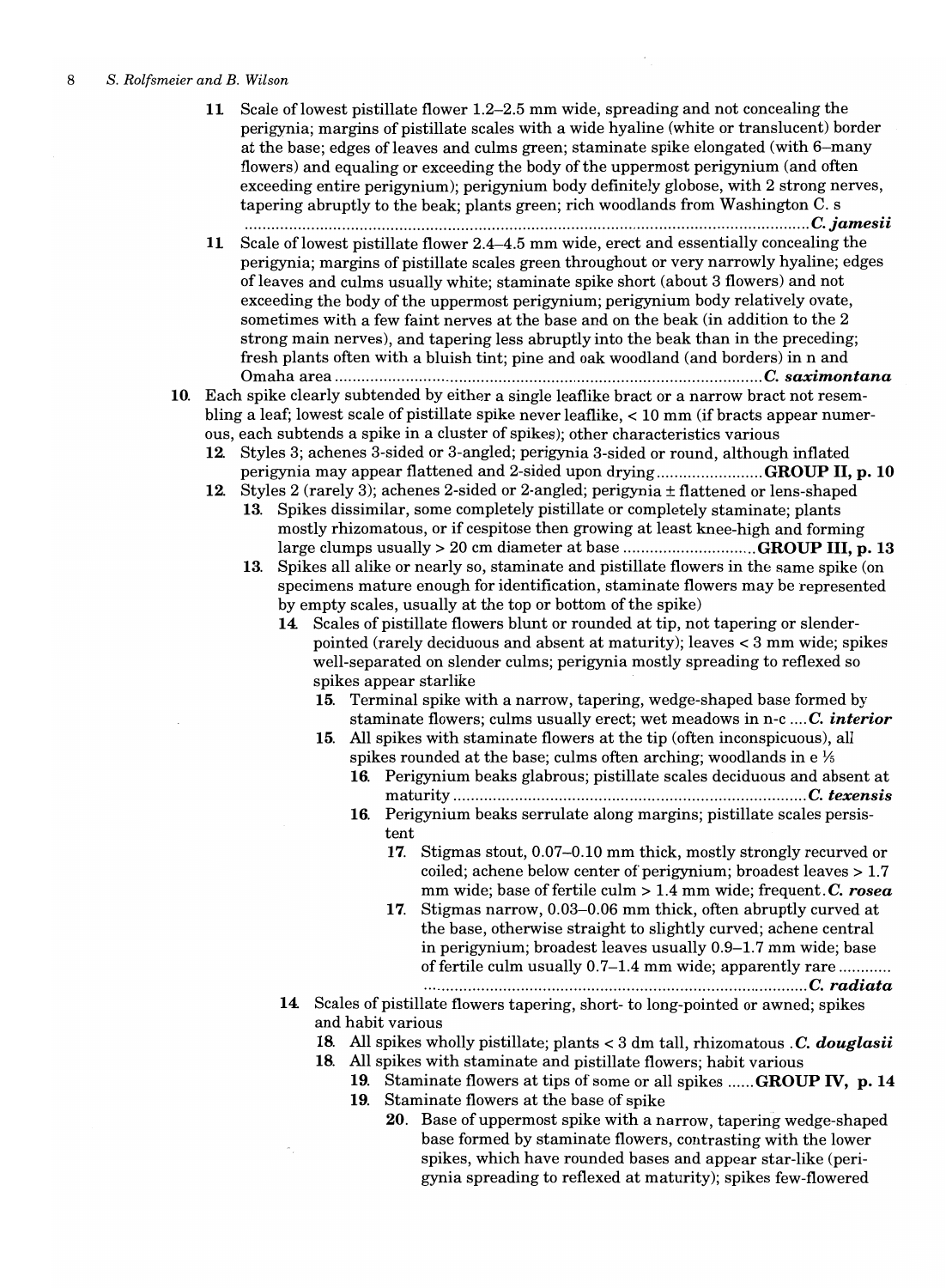11. Scale of lowest pistillate flower 1.2–2.5 mm wide, spreading and not concealing the perigynia; margins of pistillate scales with a wide hyaline (white or translucent) border at the base; edges of leaves and culms green; staminate spike elongated (with 6–many flowers) and equaling or exceeding the body of the uppermost perigynium (and often exceeding entire perigynium); perigynium body definitely globose, with 2 strong nerves, tapering abruptly to the beak; plants green; rich woodlands from Washington C. s ........................................................................................................................ ***C. jamesii***

11. Scale of lowest pistillate flower 2.4–4.5 mm wide, erect and essentially concealing the perigynia; margins of pistillate scales green throughout or very narrowly hyaline; edges of leaves and culms usually white; staminate spike short (about 3 flowers) and not exceeding the body of the uppermost perigynium; perigynium body relatively ovate, sometimes with a few faint nerves at the base and on the beak (in addition to the 2 strong main nerves), and tapering less abruptly into the beak than in the preceding; fresh plants often with a bluish tint; pine and oak woodland (and borders) in n and Omaha area .................................................................................................. ***C. saximontana***

10. Each spike clearly subtended by either a single leaflike bract or a narrow bract not resembling a leaf; lowest scale of pistillate spike never leaflike, < 10 mm (if bracts appear numerous, each subtends a spike in a cluster of spikes); other characteristics various
    12. Styles 3; achenes 3-sided or 3-angled; perigynia 3-sided or round, although inflated perigynia may appear flattened and 2-sided upon drying ........................ **GROUP II, p. 10**
    12. Styles 2 (rarely 3); achenes 2-sided or 2-angled; perigynia ± flattened or lens-shaped
        13. Spikes dissimilar, some completely pistillate or completely staminate; plants mostly rhizomatous, or if cespitose then growing at least knee-high and forming large clumps usually > 20 cm diameter at base .............................. **GROUP III, p. 13**
        13. Spikes all alike or nearly so, staminate and pistillate flowers in the same spike (on specimens mature enough for identification, staminate flowers may be represented by empty scales, usually at the top or bottom of the spike)
            14. Scales of pistillate flowers blunt or rounded at tip, not tapering or slender-pointed (rarely deciduous and absent at maturity); leaves < 3 mm wide; spikes well-separated on slender culms; perigynia mostly spreading to reflexed so spikes appear starlike
                15. Terminal spike with a narrow, tapering, wedge-shaped base formed by staminate flowers; culms usually erect; wet meadows in n-c .... ***C. interior***
                15. All spikes with staminate flowers at the tip (often inconspicuous), all spikes rounded at the base; culms often arching; woodlands in e ⅓
                    16. Perigynium beaks glabrous; pistillate scales deciduous and absent at maturity ................................................................................ ***C. texensis***
                    16. Perigynium beaks serrulate along margins; pistillate scales persistent
                        17. Stigmas stout, 0.07–0.10 mm thick, mostly strongly recurved or coiled; achene below center of perigynium; broadest leaves > 1.7 mm wide; base of fertile culm > 1.4 mm wide; frequent. ***C. rosea***
                        17. Stigmas narrow, 0.03–0.06 mm thick, often abruptly curved at the base, otherwise straight to slightly curved; achene central in perigynium; broadest leaves usually 0.9–1.7 mm wide; base of fertile culm usually 0.7–1.4 mm wide; apparently rare ........................................................................................ ***C. radiata***
            14. Scales of pistillate flowers tapering, short- to long-pointed or awned; spikes and habit various
                18. All spikes wholly pistillate; plants < 3 dm tall, rhizomatous . ***C. douglasii***
                18. All spikes with staminate and pistillate flowers; habit various
                    19. Staminate flowers at tips of some or all spikes ...... **GROUP IV, p. 14**
                    19. Staminate flowers at the base of spike
                        20. Base of uppermost spike with a narrow, tapering wedge-shaped base formed by staminate flowers, contrasting with the lower spikes, which have rounded bases and appear star-like (perigynia spreading to reflexed at maturity); spikes few-flowered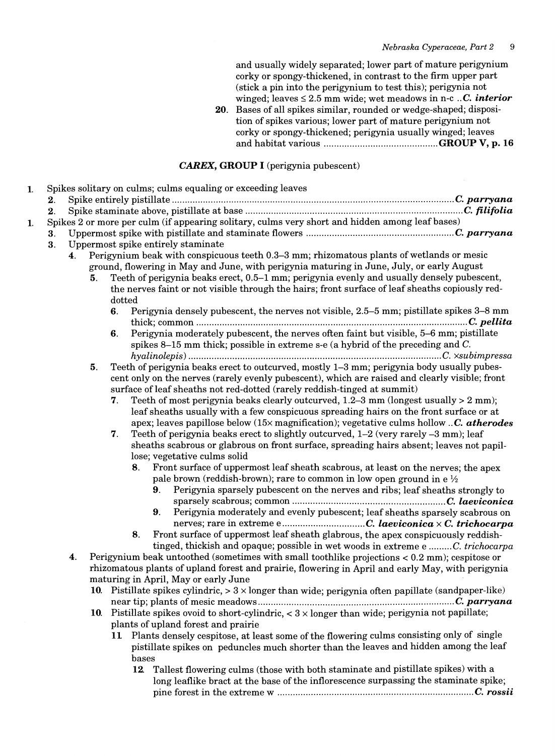and usually widely separated; lower part of mature perigynium corky or spongy-thickened, in contrast to the firm upper part (stick a pin into the perigynium to test this); perigynia not winged; leaves ≤ 2.5 mm wide; wet meadows in n-c .. ***C. interior***

20. Bases of all spikes similar, rounded or wedge-shaped; disposition of spikes various; lower part of mature perigynium not corky or spongy-thickened; perigynia usually winged; leaves and habitat various ............................................ **GROUP V, p. 16**

## *CAREX*, GROUP I (perigynia pubescent)

1. Spikes solitary on culms; culms equaling or exceeding leaves
   2. Spike entirely pistillate ............................................ ***C. parryana***
   2. Spike staminate above, pistillate at base ............................................ ***C. filifolia***
1. Spikes 2 or more per culm (if appearing solitary, culms very short and hidden among leaf bases)
   3. Uppermost spike with pistillate and staminate flowers ............................................ ***C. parryana***
   3. Uppermost spike entirely staminate
      4. Perigynium beak with conspicuous teeth 0.3–3 mm; rhizomatous plants of wetlands or mesic ground, flowering in May and June, with perigynia maturing in June, July, or early August
         5. Teeth of perigynia beaks erect, 0.5–1 mm; perigynia evenly and usually densely pubescent, the nerves faint or not visible through the hairs; front surface of leaf sheaths copiously red-dotted
            6. Perigynia densely pubescent, the nerves not visible, 2.5–5 mm; pistillate spikes 3–8 mm thick; common ............................................ ***C. pellita***
            6. Perigynia moderately pubescent, the nerves often faint but visible, 5–6 mm; pistillate spikes 8–15 mm thick; possible in extreme s-e (a hybrid of the preceding and *C. hyalinolepis*) ............................................ *C. ×subimpressa*
         5. Teeth of perigynia beaks erect to outcurved, mostly 1–3 mm; perigynia body usually pubescent only on the nerves (rarely evenly pubescent), which are raised and clearly visible; front surface of leaf sheaths not red-dotted (rarely reddish-tinged at summit)
            7. Teeth of most perigynia beaks clearly outcurved, 1.2–3 mm (longest usually > 2 mm); leaf sheaths usually with a few conspicuous spreading hairs on the front surface or at apex; leaves papillose below (15× magnification); vegetative culms hollow .. ***C. atherodes***
            7. Teeth of perigynia beaks erect to slightly outcurved, 1–2 (very rarely –3 mm); leaf sheaths scabrous or glabrous on front surface, spreading hairs absent; leaves not papillose; vegetative culms solid
               8. Front surface of uppermost leaf sheath scabrous, at least on the nerves; the apex pale brown (reddish-brown); rare to common in low open ground in e ½
                  9. Perigynia sparsely pubescent on the nerves and ribs; leaf sheaths strongly to sparsely scabrous; common ............................................ ***C. laeviconica***
                  9. Perigynia moderately and evenly pubescent; leaf sheaths sparsely scabrous on nerves; rare in extreme e ............................................ ***C. laeviconica* × *C. trichocarpa***
               8. Front surface of uppermost leaf sheath glabrous, the apex conspicuously reddish-tinged, thickish and opaque; possible in wet woods in extreme e ......... *C. trichocarpa*
      4. Perigynium beak untoothed (sometimes with small toothlike projections < 0.2 mm); cespitose or rhizomatous plants of upland forest and prairie, flowering in April and early May, with perigynia maturing in April, May or early June
         10. Pistillate spikes cylindric, > 3 × longer than wide; perigynia often papillate (sandpaper-like) near tip; plants of mesic meadows ............................................ ***C. parryana***
         10. Pistillate spikes ovoid to short-cylindric, < 3 × longer than wide; perigynia not papillate; plants of upland forest and prairie
             11. Plants densely cespitose, at least some of the flowering culms consisting only of single pistillate spikes on peduncles much shorter than the leaves and hidden among the leaf bases
                 12. Tallest flowering culms (those with both staminate and pistillate spikes) with a long leaflike bract at the base of the inflorescence surpassing the staminate spike; pine forest in the extreme w ............................................ ***C. rossii***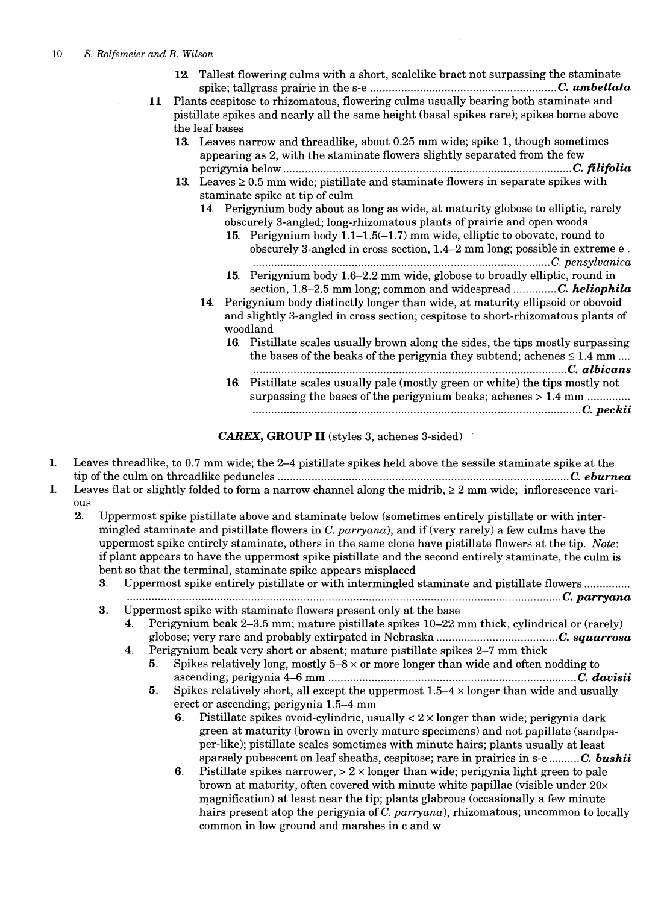12. Tallest flowering culms with a short, scalelike bract not surpassing the staminate spike; tallgrass prairie in the s-e ............................................................ ***C. umbellata***

11. Plants cespitose to rhizomatous, flowering culms usually bearing both staminate and pistillate spikes and nearly all the same height (basal spikes rare); spikes borne above the leaf bases
    - 13. Leaves narrow and threadlike, about 0.25 mm wide; spike 1, though sometimes appearing as 2, with the staminate flowers slightly separated from the few perigynia below ............................................................................................ ***C. filifolia***
    - 13. Leaves ≥ 0.5 mm wide; pistillate and staminate flowers in separate spikes with staminate spike at tip of culm
        - 14. Perigynium body about as long as wide, at maturity globose to elliptic, rarely obscurely 3-angled; long-rhizomatous plants of prairie and open woods
            - 15. Perigynium body 1.1–1.5(–1.7) mm wide, elliptic to obovate, round to obscurely 3-angled in cross section, 1.4–2 mm long; possible in extreme e . ................................................................................................ *C. pensylvanica*
            - 15. Perigynium body 1.6–2.2 mm wide, globose to broadly elliptic, round in section, 1.8–2.5 mm long; common and widespread .............. ***C. heliophila***
        - 14. Perigynium body distinctly longer than wide, at maturity ellipsoid or obovoid and slightly 3-angled in cross section; cespitose to short-rhizomatous plants of woodland
            - 16. Pistillate scales usually brown along the sides, the tips mostly surpassing the bases of the beaks of the perigynia they subtend; achenes ≤ 1.4 mm .... ............................................................................................ ***C. albicans***
            - 16. Pistillate scales usually pale (mostly green or white) the tips mostly not surpassing the bases of the perigynium beaks; achenes > 1.4 mm .............. .......................................................................................................... ***C. peckii***

### *CAREX*, GROUP II (styles 3, achenes 3-sided)

1. Leaves threadlike, to 0.7 mm wide; the 2–4 pistillate spikes held above the sessile staminate spike at the tip of the culm on threadlike peduncles ............................................................................ ***C. eburnea***
1. Leaves flat or slightly folded to form a narrow channel along the midrib, ≥ 2 mm wide; inflorescence various
    - 2. Uppermost spike pistillate above and staminate below (sometimes entirely pistillate or with intermingled staminate and pistillate flowers in *C. parryana*), and if (very rarely) a few culms have the uppermost spike entirely staminate, others in the same clone have pistillate flowers at the tip. *Note*: if plant appears to have the uppermost spike pistillate and the second entirely staminate, the culm is bent so that the terminal, staminate spike appears misplaced
        - 3. Uppermost spike entirely pistillate or with intermingled staminate and pistillate flowers .............. ........................................................................................................................................ ***C. parryana***
        - 3. Uppermost spike with staminate flowers present only at the base
            - 4. Perigynium beak 2–3.5 mm; mature pistillate spikes 10–22 mm thick, cylindrical or (rarely) globose; very rare and probably extirpated in Nebraska ...................................... ***C. squarrosa***
            - 4. Perigynium beak very short or absent; mature pistillate spikes 2–7 mm thick
                - 5. Spikes relatively long, mostly 5–8 × or more longer than wide and often nodding to ascending; perigynia 4–6 mm ................................................................................ ***C. davisii***
                - 5. Spikes relatively short, all except the uppermost 1.5–4 × longer than wide and usually erect or ascending; perigynia 1.5–4 mm
                    - 6. Pistillate spikes ovoid-cylindric, usually < 2 × longer than wide; perigynia dark green at maturity (brown in overly mature specimens) and not papillate (sandpaper-like); pistillate scales sometimes with minute hairs; plants usually at least sparsely pubescent on leaf sheaths, cespitose; rare in prairies in s-e .......... ***C. bushii***
                    - 6. Pistillate spikes narrower, > 2 × longer than wide; perigynia light green to pale brown at maturity, often covered with minute white papillae (visible under 20× magnification) at least near the tip; plants glabrous (occasionally a few minute hairs present atop the perigynia of *C. parryana*), rhizomatous; uncommon to locally common in low ground and marshes in c and w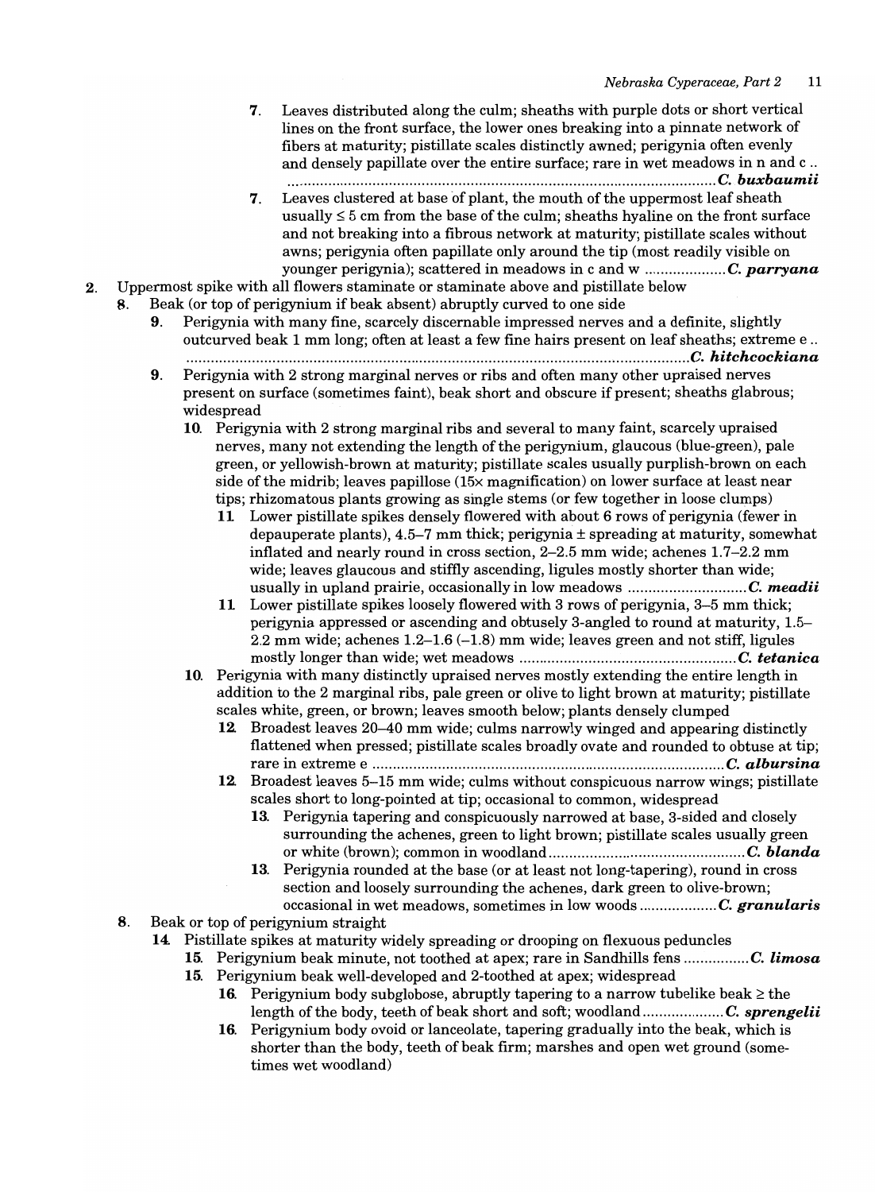7. Leaves distributed along the culm; sheaths with purple dots or short vertical lines on the front surface, the lower ones breaking into a pinnate network of fibers at maturity; pistillate scales distinctly awned; perigynia often evenly and densely papillate over the entire surface; rare in wet meadows in n and c .......... ***C. buxbaumii***

7. Leaves clustered at base of plant, the mouth of the uppermost leaf sheath usually ≤ 5 cm from the base of the culm; sheaths hyaline on the front surface and not breaking into a fibrous network at maturity; pistillate scales without awns; perigynia often papillate only around the tip (most readily visible on younger perigynia); scattered in meadows in c and w .......... ***C. parryana***

2. Uppermost spike with all flowers staminate or staminate above and pistillate below

8. Beak (or top of perigynium if beak absent) abruptly curved to one side

9. Perigynia with many fine, scarcely discernable impressed nerves and a definite, slightly outcurved beak 1 mm long; often at least a few fine hairs present on leaf sheaths; extreme e .......... ***C. hitchcockiana***

9. Perigynia with 2 strong marginal nerves or ribs and often many other upraised nerves present on surface (sometimes faint), beak short and obscure if present; sheaths glabrous; widespread

10. Perigynia with 2 strong marginal ribs and several to many faint, scarcely upraised nerves, many not extending the length of the perigynium, glaucous (blue-green), pale green, or yellowish-brown at maturity; pistillate scales usually purplish-brown on each side of the midrib; leaves papillose (15× magnification) on lower surface at least near tips; rhizomatous plants growing as single stems (or few together in loose clumps)

11. Lower pistillate spikes densely flowered with about 6 rows of perigynia (fewer in depauperate plants), 4.5–7 mm thick; perigynia ± spreading at maturity, somewhat inflated and nearly round in cross section, 2–2.5 mm wide; achenes 1.7–2.2 mm wide; leaves glaucous and stiffly ascending, ligules mostly shorter than wide; usually in upland prairie, occasionally in low meadows .......... ***C. meadii***

11. Lower pistillate spikes loosely flowered with 3 rows of perigynia, 3–5 mm thick; perigynia appressed or ascending and obtusely 3-angled to round at maturity, 1.5–2.2 mm wide; achenes 1.2–1.6 (–1.8) mm wide; leaves green and not stiff, ligules mostly longer than wide; wet meadows .......... ***C. tetanica***

10. Perigynia with many distinctly upraised nerves mostly extending the entire length in addition to the 2 marginal ribs, pale green or olive to light brown at maturity; pistillate scales white, green, or brown; leaves smooth below; plants densely clumped

12. Broadest leaves 20–40 mm wide; culms narrowly winged and appearing distinctly flattened when pressed; pistillate scales broadly ovate and rounded to obtuse at tip; rare in extreme e .......... ***C. albursina***

12. Broadest leaves 5–15 mm wide; culms without conspicuous narrow wings; pistillate scales short to long-pointed at tip; occasional to common, widespread

13. Perigynia tapering and conspicuously narrowed at base, 3-sided and closely surrounding the achenes, green to light brown; pistillate scales usually green or white (brown); common in woodland .......... ***C. blanda***

13. Perigynia rounded at the base (or at least not long-tapering), round in cross section and loosely surrounding the achenes, dark green to olive-brown; occasional in wet meadows, sometimes in low woods .......... ***C. granularis***

8. Beak or top of perigynium straight

14. Pistillate spikes at maturity widely spreading or drooping on flexuous peduncles

15. Perigynium beak minute, not toothed at apex; rare in Sandhills fens .......... ***C. limosa***

15. Perigynium beak well-developed and 2-toothed at apex; widespread

16. Perigynium body subglobose, abruptly tapering to a narrow tubelike beak ≥ the length of the body, teeth of beak short and soft; woodland .......... ***C. sprengelii***

16. Perigynium body ovoid or lanceolate, tapering gradually into the beak, which is shorter than the body, teeth of beak firm; marshes and open wet ground (sometimes wet woodland)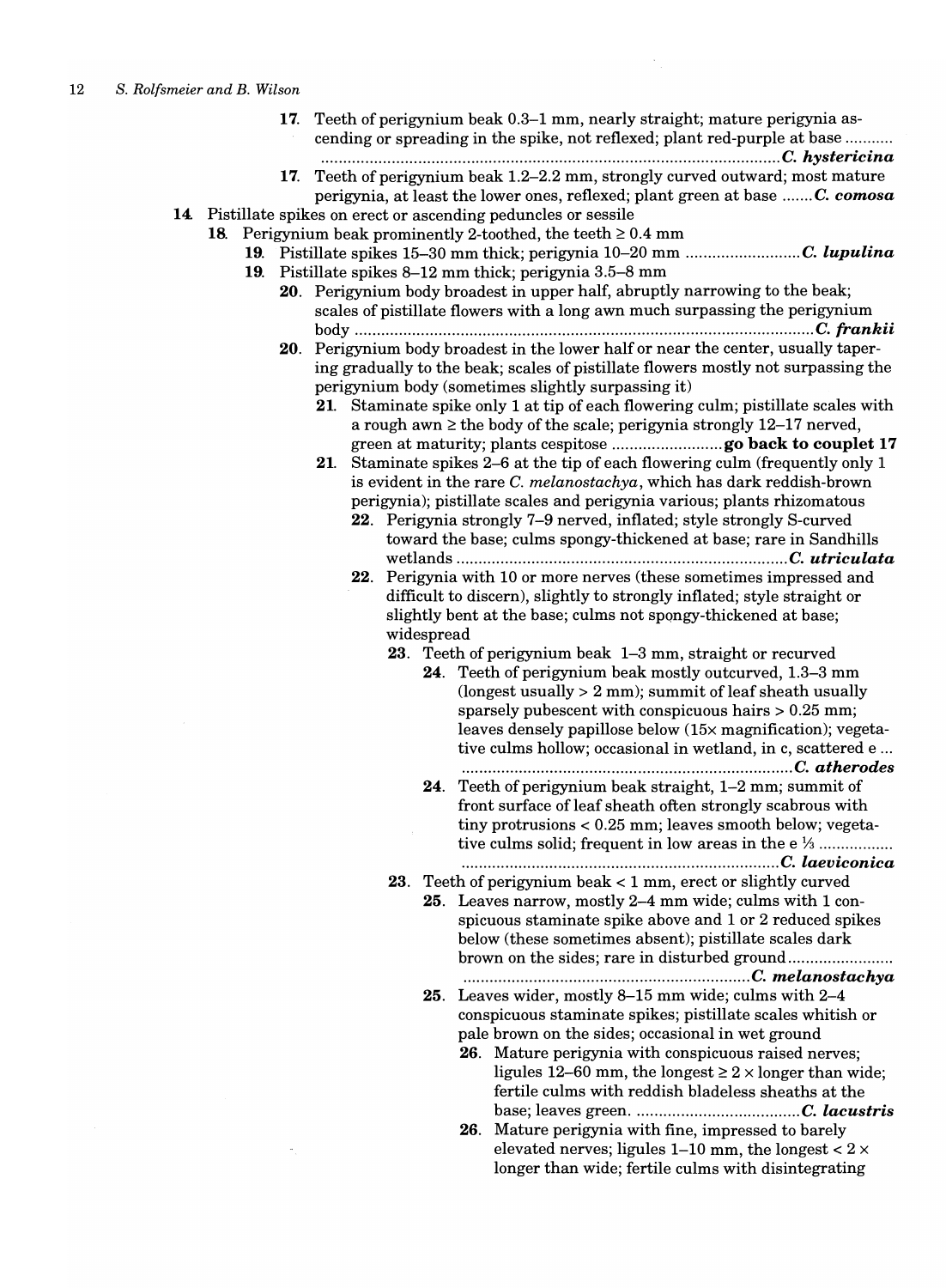17. Teeth of perigynium beak 0.3–1 mm, nearly straight; mature perigynia ascending or spreading in the spike, not reflexed; plant red-purple at base ........... ........................................................................................................ ***C. hystericina***

17. Teeth of perigynium beak 1.2–2.2 mm, strongly curved outward; most mature perigynia, at least the lower ones, reflexed; plant green at base ....... ***C. comosa***

14. Pistillate spikes on erect or ascending peduncles or sessile

    18. Perigynium beak prominently 2-toothed, the teeth ≥ 0.4 mm

        19. Pistillate spikes 15–30 mm thick; perigynia 10–20 mm .......................... ***C. lupulina***

        19. Pistillate spikes 8–12 mm thick; perigynia 3.5–8 mm

            20. Perigynium body broadest in upper half, abruptly narrowing to the beak; scales of pistillate flowers with a long awn much surpassing the perigynium body ........................................................................................................ ***C. frankii***

            20. Perigynium body broadest in the lower half or near the center, usually tapering gradually to the beak; scales of pistillate flowers mostly not surpassing the perigynium body (sometimes slightly surpassing it)

                21. Staminate spike only 1 at tip of each flowering culm; pistillate scales with a rough awn ≥ the body of the scale; perigynia strongly 12–17 nerved, green at maturity; plants cespitose ......................... **go back to couplet 17**

                21. Staminate spikes 2–6 at the tip of each flowering culm (frequently only 1 is evident in the rare *C. melanostachya*, which has dark reddish-brown perigynia); pistillate scales and perigynia various; plants rhizomatous

                    22. Perigynia strongly 7–9 nerved, inflated; style strongly S-curved toward the base; culms spongy-thickened at base; rare in Sandhills wetlands ............................................................................ ***C. utriculata***

                    22. Perigynia with 10 or more nerves (these sometimes impressed and difficult to discern), slightly to strongly inflated; style straight or slightly bent at the base; culms not spongy-thickened at base; widespread

                        23. Teeth of perigynium beak 1–3 mm, straight or recurved

                            24. Teeth of perigynium beak mostly outcurved, 1.3–3 mm (longest usually > 2 mm); summit of leaf sheath usually sparsely pubescent with conspicuous hairs > 0.25 mm; leaves densely papillose below (15× magnification); vegetative culms hollow; occasional in wetland, in c, scattered e ... ............................................................................ ***C. atherodes***

                            24. Teeth of perigynium beak straight, 1–2 mm; summit of front surface of leaf sheath often strongly scabrous with tiny protrusions < 0.25 mm; leaves smooth below; vegetative culms solid; frequent in low areas in the e ⅓ ................. ........................................................................ ***C. laeviconica***

                        23. Teeth of perigynium beak < 1 mm, erect or slightly curved

                            25. Leaves narrow, mostly 2–4 mm wide; culms with 1 conspicuous staminate spike above and 1 or 2 reduced spikes below (these sometimes absent); pistillate scales dark brown on the sides; rare in disturbed ground........................ ................................................................. ***C. melanostachya***

                            25. Leaves wider, mostly 8–15 mm wide; culms with 2–4 conspicuous staminate spikes; pistillate scales whitish or pale brown on the sides; occasional in wet ground

                                26. Mature perigynia with conspicuous raised nerves; ligules 12–60 mm, the longest ≥ 2 × longer than wide; fertile culms with reddish bladeless sheaths at the base; leaves green. ..................................... ***C. lacustris***

                                26. Mature perigynia with fine, impressed to barely elevated nerves; ligules 1–10 mm, the longest < 2 × longer than wide; fertile culms with disintegrating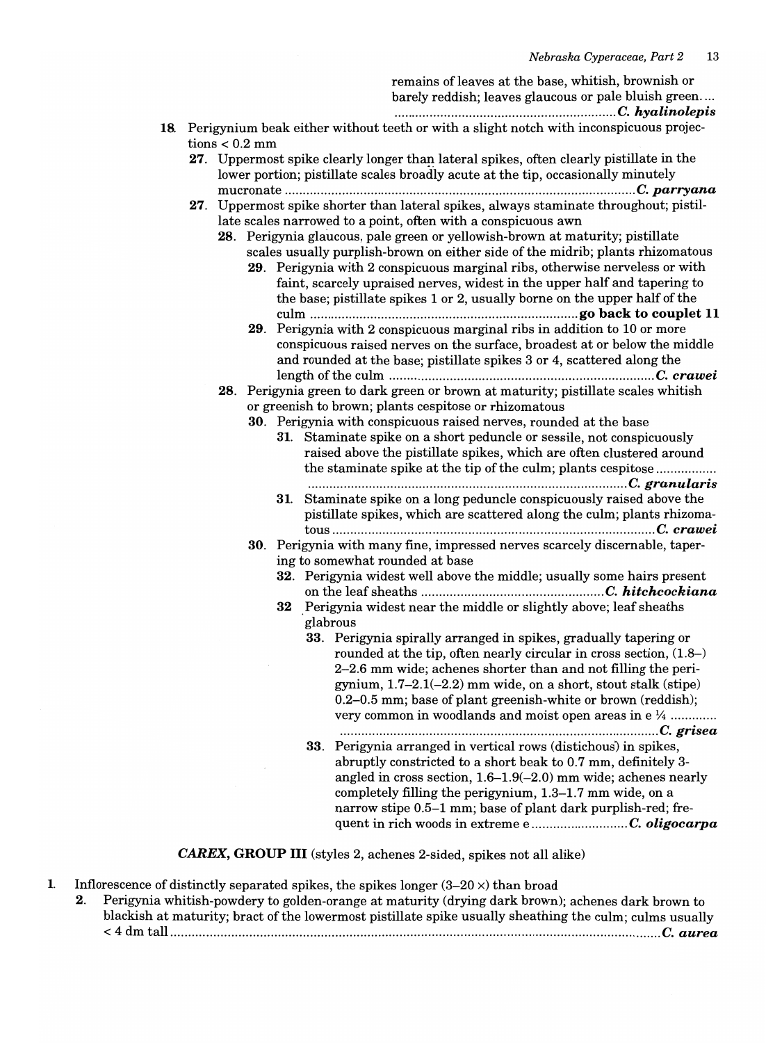remains of leaves at the base, whitish, brownish or barely reddish; leaves glaucous or pale bluish green.... ............................................................... ***C. hyalinolepis***

**18.** Perigynium beak either without teeth or with a slight notch with inconspicuous projections < 0.2 mm

- **27.** Uppermost spike clearly longer than lateral spikes, often clearly pistillate in the lower portion; pistillate scales broadly acute at the tip, occasionally minutely mucronate ................................................................................................ ***C. parryana***
- **27.** Uppermost spike shorter than lateral spikes, always staminate throughout; pistillate scales narrowed to a point, often with a conspicuous awn
  - **28.** Perigynia glaucous, pale green or yellowish-brown at maturity; pistillate scales usually purplish-brown on either side of the midrib; plants rhizomatous
    - **29.** Perigynia with 2 conspicuous marginal ribs, otherwise nerveless or with faint, scarcely upraised nerves, widest in the upper half and tapering to the base; pistillate spikes 1 or 2, usually borne on the upper half of the culm ........................................................................... **go back to couplet 11**
    - **29.** Perigynia with 2 conspicuous marginal ribs in addition to 10 or more conspicuous raised nerves on the surface, broadest at or below the middle and rounded at the base; pistillate spikes 3 or 4, scattered along the length of the culm ........................................................................... ***C. crawei***
  - **28.** Perigynia green to dark green or brown at maturity; pistillate scales whitish or greenish to brown; plants cespitose or rhizomatous
    - **30.** Perigynia with conspicuous raised nerves, rounded at the base
      - **31.** Staminate spike on a short peduncle or sessile, not conspicuously raised above the pistillate spikes, which are often clustered around the staminate spike at the tip of the culm; plants cespitose ................ ........................................................................................ ***C. granularis***
      - **31.** Staminate spike on a long peduncle conspicuously raised above the pistillate spikes, which are scattered along the culm; plants rhizomatous ........................................................................................ ***C. crawei***
    - **30.** Perigynia with many fine, impressed nerves scarcely discernable, tapering to somewhat rounded at base
      - **32.** Perigynia widest well above the middle; usually some hairs present on the leaf sheaths ................................................... ***C. hitchcockiana***
      - **32** Perigynia widest near the middle or slightly above; leaf sheaths glabrous
        - **33.** Perigynia spirally arranged in spikes, gradually tapering or rounded at the tip, often nearly circular in cross section, (1.8–) 2–2.6 mm wide; achenes shorter than and not filling the perigynium, 1.7–2.1(–2.2) mm wide, on a short, stout stalk (stipe) 0.2–0.5 mm; base of plant greenish-white or brown (reddish); very common in woodlands and moist open areas in e ¼ ............ ........................................................................................ ***C. grisea***
        - **33.** Perigynia arranged in vertical rows (distichous) in spikes, abruptly constricted to a short beak to 0.7 mm, definitely 3-angled in cross section, 1.6–1.9(–2.0) mm wide; achenes nearly completely filling the perigynium, 1.3–1.7 mm wide, on a narrow stipe 0.5–1 mm; base of plant dark purplish-red; frequent in rich woods in extreme e .......................... ***C. oligocarpa***

## ***CAREX*, GROUP III** (styles 2, achenes 2-sided, spikes not all alike)

**1.** Inflorescence of distinctly separated spikes, the spikes longer (3–20 ×) than broad

- **2.** Perigynia whitish-powdery to golden-orange at maturity (drying dark brown); achenes dark brown to blackish at maturity; bract of the lowermost pistillate spike usually sheathing the culm; culms usually < 4 dm tall ........................................................................................................................ ***C. aurea***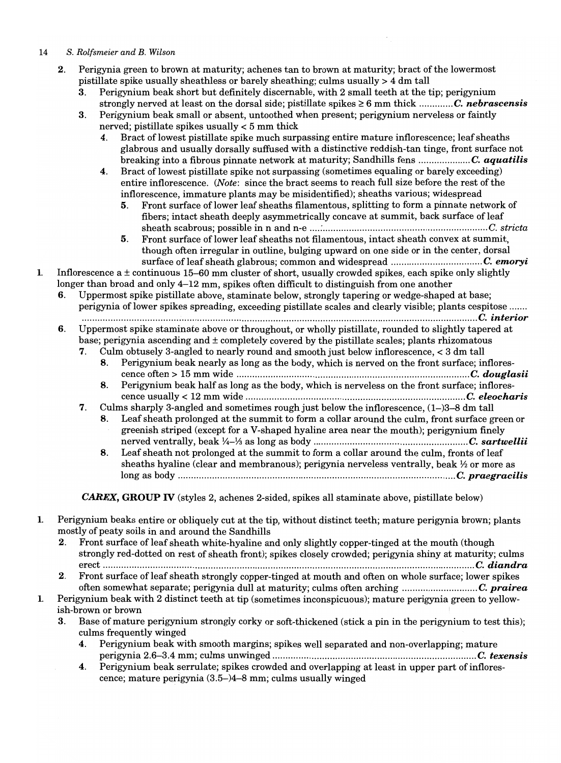2. Perigynia green to brown at maturity; achenes tan to brown at maturity; bract of the lowermost pistillate spike usually sheathless or barely sheathing; culms usually > 4 dm tall
   3. Perigynium beak short but definitely discernable, with 2 small teeth at the tip; perigynium strongly nerved at least on the dorsal side; pistillate spikes ≥ 6 mm thick ............ ***C. nebrascensis***
   3. Perigynium beak small or absent, untoothed when present; perigynium nerveless or faintly nerved; pistillate spikes usually < 5 mm thick
      4. Bract of lowest pistillate spike much surpassing entire mature inflorescence; leaf sheaths glabrous and usually dorsally suffused with a distinctive reddish-tan tinge, front surface not breaking into a fibrous pinnate network at maturity; Sandhills fens .................... ***C. aquatilis***
      4. Bract of lowest pistillate spike not surpassing (sometimes equaling or barely exceeding) entire inflorescence. (*Note*: since the bract seems to reach full size before the rest of the inflorescence, immature plants may be misidentified); sheaths various; widespread
         5. Front surface of lower leaf sheaths filamentous, splitting to form a pinnate network of fibers; intact sheath deeply asymmetrically concave at summit, back surface of leaf sheath scabrous; possible in n and n-e ................................................................ *C. stricta*
         5. Front surface of lower leaf sheaths not filamentous, intact sheath convex at summit, though often irregular in outline, bulging upward on one side or in the center, dorsal surface of leaf sheath glabrous; common and widespread .................................. ***C. emoryi***

1. Inflorescence a ± continuous 15–60 mm cluster of short, usually crowded spikes, each spike only slightly longer than broad and only 4–12 mm, spikes often difficult to distinguish from one another
   6. Uppermost spike pistillate above, staminate below, strongly tapering or wedge-shaped at base; perigynia of lower spikes spreading, exceeding pistillate scales and clearly visible; plants cespitose ....... ............................................................................................................................ ***C. interior***
   6. Uppermost spike staminate above or throughout, or wholly pistillate, rounded to slightly tapered at base; perigynia ascending and ± completely covered by the pistillate scales; plants rhizomatous
      7. Culm obtusely 3-angled to nearly round and smooth just below inflorescence, < 3 dm tall
         8. Perigynium beak nearly as long as the body, which is nerved on the front surface; inflorescence often > 15 mm wide .......................................................................... ***C. douglasii***
         8. Perigynium beak half as long as the body, which is nerveless on the front surface; inflorescence usually < 12 mm wide .......................................................................... ***C. eleocharis***
      7. Culms sharply 3-angled and sometimes rough just below the inflorescence, (1–)3–8 dm tall
         8. Leaf sheath prolonged at the summit to form a collar around the culm, front surface green or greenish striped (except for a V-shaped hyaline area near the mouth); perigynium finely nerved ventrally, beak ¼–⅓ as long as body ......................................................... ***C. sartwellii***
         8. Leaf sheath not prolonged at the summit to form a collar around the culm, fronts of leaf sheaths hyaline (clear and membranous); perigynia nerveless ventrally, beak ½ or more as long as body .......................................................................................... ***C. praegracilis***

***CAREX*, GROUP IV** (styles 2, achenes 2-sided, spikes all staminate above, pistillate below)

1. Perigynium beaks entire or obliquely cut at the tip, without distinct teeth; mature perigynia brown; plants mostly of peaty soils in and around the Sandhills
   2. Front surface of leaf sheath white-hyaline and only slightly copper-tinged at the mouth (though strongly red-dotted on rest of sheath front); spikes closely crowded; perigynia shiny at maturity; culms erect .......................................................................................................... ***C. diandra***
   2. Front surface of leaf sheath strongly copper-tinged at mouth and often on whole surface; lower spikes often somewhat separate; perigynia dull at maturity; culms often arching ............................ ***C. prairea***
1. Perigynium beak with 2 distinct teeth at tip (sometimes inconspicuous); mature perigynia green to yellowish-brown or brown
   3. Base of mature perigynium strongly corky or soft-thickened (stick a pin in the perigynium to test this); culms frequently winged
      4. Perigynium beak with smooth margins; spikes well separated and non-overlapping; mature perigynia 2.6–3.4 mm; culms unwinged .......................................................................... ***C. texensis***
      4. Perigynium beak serrulate; spikes crowded and overlapping at least in upper part of inflorescence; mature perigynia (3.5–)4–8 mm; culms usually winged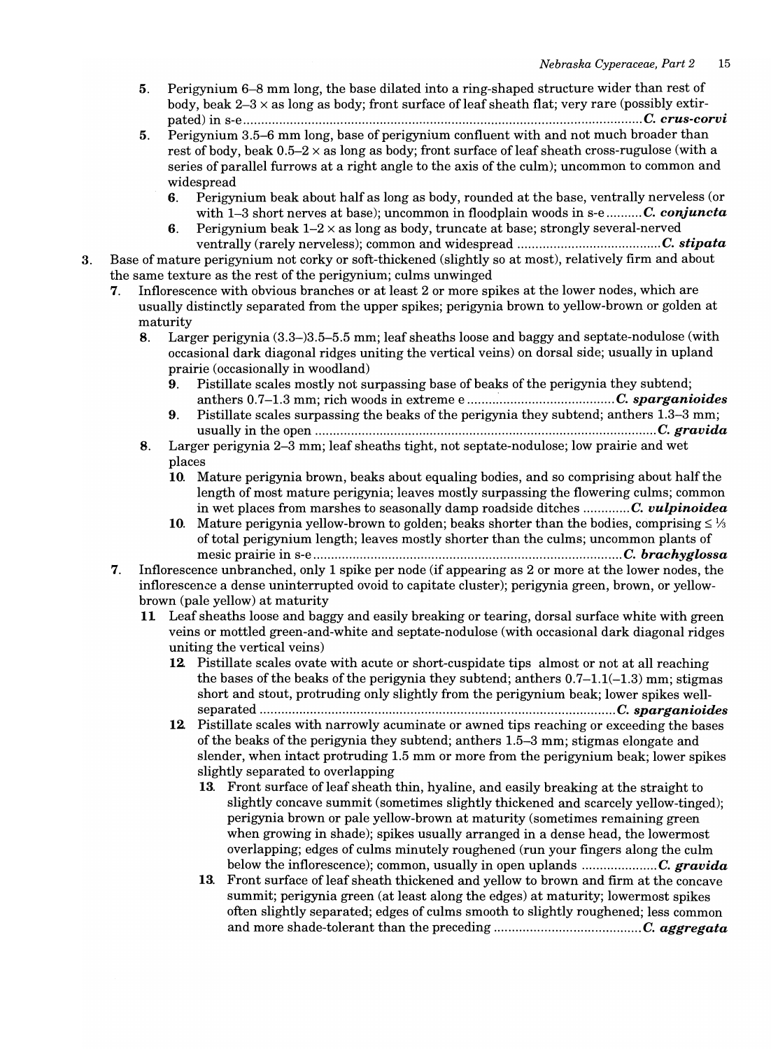5. Perigynium 6–8 mm long, the base dilated into a ring-shaped structure wider than rest of body, beak 2–3 × as long as body; front surface of leaf sheath flat; very rare (possibly extirpated) in s-e .............................................................................................................. ***C. crus-corvi***

5. Perigynium 3.5–6 mm long, base of perigynium confluent with and not much broader than rest of body, beak 0.5–2 × as long as body; front surface of leaf sheath cross-rugulose (with a series of parallel furrows at a right angle to the axis of the culm); uncommon to common and widespread

   6. Perigynium beak about half as long as body, rounded at the base, ventrally nerveless (or with 1–3 short nerves at base); uncommon in floodplain woods in s-e .......... ***C. conjuncta***

   6. Perigynium beak 1–2 × as long as body, truncate at base; strongly several-nerved ventrally (rarely nerveless); common and widespread ........................................ ***C. stipata***

3. Base of mature perigynium not corky or soft-thickened (slightly so at most), relatively firm and about the same texture as the rest of the perigynium; culms unwinged

   7. Inflorescence with obvious branches or at least 2 or more spikes at the lower nodes, which are usually distinctly separated from the upper spikes; perigynia brown to yellow-brown or golden at maturity

      8. Larger perigynia (3.3–)3.5–5.5 mm; leaf sheaths loose and baggy and septate-nodulose (with occasional dark diagonal ridges uniting the vertical veins) on dorsal side; usually in upland prairie (occasionally in woodland)

         9. Pistillate scales mostly not surpassing base of beaks of the perigynia they subtend; anthers 0.7–1.3 mm; rich woods in extreme e .......................................... ***C. sparganioides***

         9. Pistillate scales surpassing the beaks of the perigynia they subtend; anthers 1.3–3 mm; usually in the open ............................................................................................... ***C. gravida***

      8. Larger perigynia 2–3 mm; leaf sheaths tight, not septate-nodulose; low prairie and wet places

         10. Mature perigynia brown, beaks about equaling bodies, and so comprising about half the length of most mature perigynia; leaves mostly surpassing the flowering culms; common in wet places from marshes to seasonally damp roadside ditches ............. ***C. vulpinoidea***

         10. Mature perigynia yellow-brown to golden; beaks shorter than the bodies, comprising ≤ ⅓ of total perigynium length; leaves mostly shorter than the culms; uncommon plants of mesic prairie in s-e ..................................................................................... ***C. brachyglossa***

   7. Inflorescence unbranched, only 1 spike per node (if appearing as 2 or more at the lower nodes, the inflorescence a dense uninterrupted ovoid to capitate cluster); perigynia green, brown, or yellow-brown (pale yellow) at maturity

      11. Leaf sheaths loose and baggy and easily breaking or tearing, dorsal surface white with green veins or mottled green-and-white and septate-nodulose (with occasional dark diagonal ridges uniting the vertical veins)

         12. Pistillate scales ovate with acute or short-cuspidate tips almost or not at all reaching the bases of the beaks of the perigynia they subtend; anthers 0.7–1.1(–1.3) mm; stigmas short and stout, protruding only slightly from the perigynium beak; lower spikes well-separated ................................................................................................... ***C. sparganioides***

         12. Pistillate scales with narrowly acuminate or awned tips reaching or exceeding the bases of the beaks of the perigynia they subtend; anthers 1.5–3 mm; stigmas elongate and slender, when intact protruding 1.5 mm or more from the perigynium beak; lower spikes slightly separated to overlapping

            13. Front surface of leaf sheath thin, hyaline, and easily breaking at the straight to slightly concave summit (sometimes slightly thickened and scarcely yellow-tinged); perigynia brown or pale yellow-brown at maturity (sometimes remaining green when growing in shade); spikes usually arranged in a dense head, the lowermost overlapping; edges of culms minutely roughened (run your fingers along the culm below the inflorescence); common, usually in open uplands ..................... ***C. gravida***

            13. Front surface of leaf sheath thickened and yellow to brown and firm at the concave summit; perigynia green (at least along the edges) at maturity; lowermost spikes often slightly separated; edges of culms smooth to slightly roughened; less common and more shade-tolerant than the preceding ......................................... ***C. aggregata***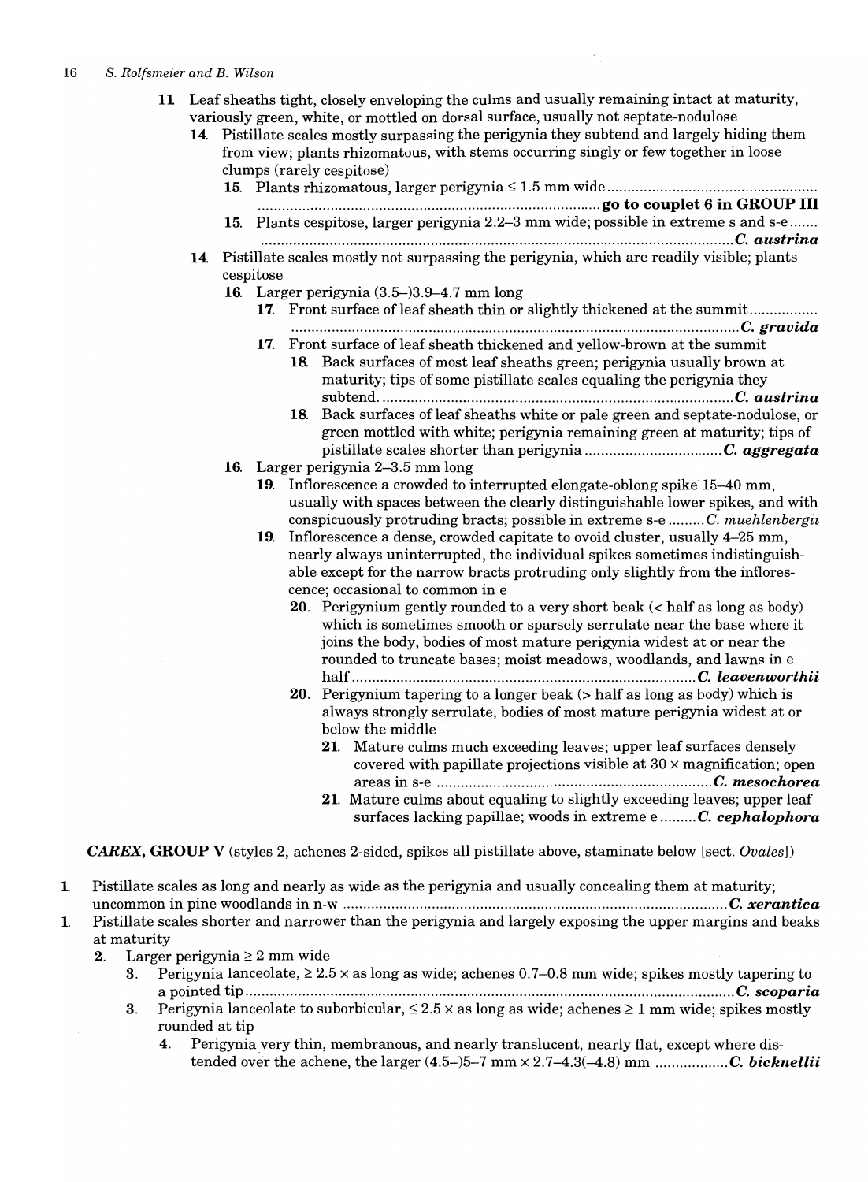11. Leaf sheaths tight, closely enveloping the culms and usually remaining intact at maturity, variously green, white, or mottled on dorsal surface, usually not septate-nodulose
   14. Pistillate scales mostly surpassing the perigynia they subtend and largely hiding them from view; plants rhizomatous, with stems occurring singly or few together in loose clumps (rarely cespitose)
      15. Plants rhizomatous, larger perigynia ≤ 1.5 mm wide .................................................... **go to couplet 6 in GROUP III**
      15. Plants cespitose, larger perigynia 2.2–3 mm wide; possible in extreme s and s-e ....... ***C. austrina***
   14. Pistillate scales mostly not surpassing the perigynia, which are readily visible; plants cespitose
      16. Larger perigynia (3.5–)3.9–4.7 mm long
         17. Front surface of leaf sheath thin or slightly thickened at the summit ................. ***C. gravida***
         17. Front surface of leaf sheath thickened and yellow-brown at the summit
            18. Back surfaces of most leaf sheaths green; perigynia usually brown at maturity; tips of some pistillate scales equaling the perigynia they subtend. ........................................................................................ ***C. austrina***
            18. Back surfaces of leaf sheaths white or pale green and septate-nodulose, or green mottled with white; perigynia remaining green at maturity; tips of pistillate scales shorter than perigynia .................................. ***C. aggregata***
      16. Larger perigynia 2–3.5 mm long
         19. Inflorescence a crowded to interrupted elongate-oblong spike 15–40 mm, usually with spaces between the clearly distinguishable lower spikes, and with conspicuously protruding bracts; possible in extreme s-e ......... *C. muehlenbergii*
         19. Inflorescence a dense, crowded capitate to ovoid cluster, usually 4–25 mm, nearly always uninterrupted, the individual spikes sometimes indistinguishable except for the narrow bracts protruding only slightly from the inflorescence; occasional to common in e
            20. Perigynium gently rounded to a very short beak (< half as long as body) which is sometimes smooth or sparsely serrulate near the base where it joins the body, bodies of most mature perigynia widest at or near the rounded to truncate bases; moist meadows, woodlands, and lawns in e half ..................................................................................... ***C. leavenworthii***
            20. Perigynium tapering to a longer beak (> half as long as body) which is always strongly serrulate, bodies of most mature perigynia widest at or below the middle
               21. Mature culms much exceeding leaves; upper leaf surfaces densely covered with papillate projections visible at 30 × magnification; open areas in s-e ................................................................... ***C. mesochorea***
               21. Mature culms about equaling to slightly exceeding leaves; upper leaf surfaces lacking papillae; woods in extreme e ......... ***C. cephalophora***

***CAREX*, GROUP V** (styles 2, achenes 2-sided, spikes all pistillate above, staminate below [sect. *Ovales*])

1. Pistillate scales as long and nearly as wide as the perigynia and usually concealing them at maturity; uncommon in pine woodlands in n-w ............................................................................................. ***C. xerantica***
1. Pistillate scales shorter and narrower than the perigynia and largely exposing the upper margins and beaks at maturity
   2. Larger perigynia ≥ 2 mm wide
      3. Perigynia lanceolate, ≥ 2.5 × as long as wide; achenes 0.7–0.8 mm wide; spikes mostly tapering to a pointed tip ........................................................................................................... ***C. scoparia***
      3. Perigynia lanceolate to suborbicular, ≤ 2.5 × as long as wide; achenes ≥ 1 mm wide; spikes mostly rounded at tip
         4. Perigynia very thin, membranous, and nearly translucent, nearly flat, except where distended over the achene, the larger (4.5–)5–7 mm × 2.7–4.3(–4.8) mm .................. ***C. bicknellii***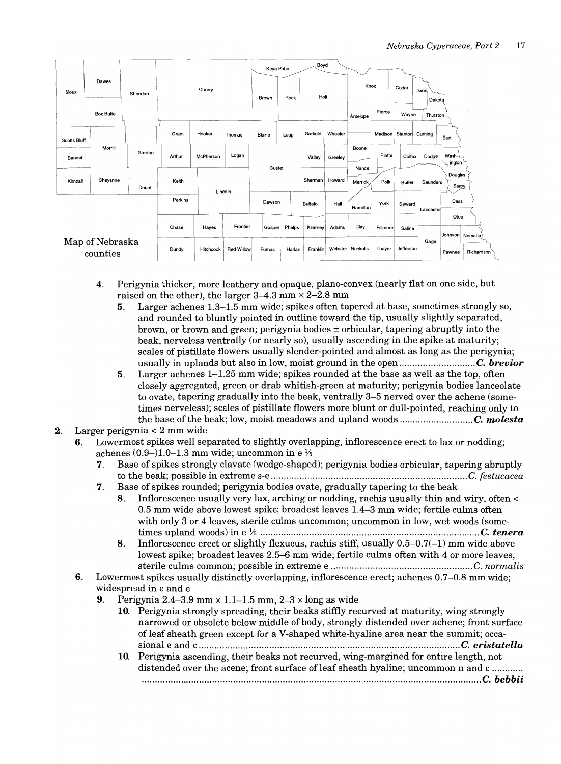Map of Nebraska counties

4. Perigynia thicker, more leathery and opaque, plano-convex (nearly flat on one side, but raised on the other), the larger 3–4.3 mm × 2–2.8 mm
   5. Larger achenes 1.3–1.5 mm wide; spikes often tapered at base, sometimes strongly so, and rounded to bluntly pointed in outline toward the tip, usually slightly separated, brown, or brown and green; perigynia bodies ± orbicular, tapering abruptly into the beak, nerveless ventrally (or nearly so), usually ascending in the spike at maturity; scales of pistillate flowers usually slender-pointed and almost as long as the perigynia; usually in uplands but also in low, moist ground in the open ............................. ***C. brevior***
   5. Larger achenes 1–1.25 mm wide; spikes rounded at the base as well as the top, often closely aggregated, green or drab whitish-green at maturity; perigynia bodies lanceolate to ovate, tapering gradually into the beak, ventrally 3–5 nerved over the achene (sometimes nerveless); scales of pistillate flowers more blunt or dull-pointed, reaching only to the base of the beak; low, moist meadows and upland woods ............................ ***C. molesta***

2. Larger perigynia < 2 mm wide
   6. Lowermost spikes well separated to slightly overlapping, inflorescence erect to lax or nodding; achenes (0.9–)1.0–1.3 mm wide; uncommon in e ⅕
      7. Base of spikes strongly clavate (wedge-shaped); perigynia bodies orbicular, tapering abruptly to the beak; possible in extreme s-e .......................................................................... *C. festucacea*
      7. Base of spikes rounded; perigynia bodies ovate, gradually tapering to the beak
         8. Inflorescence usually very lax, arching or nodding, rachis usually thin and wiry, often < 0.5 mm wide above lowest spike; broadest leaves 1.4–3 mm wide; fertile culms often with only 3 or 4 leaves, sterile culms uncommon; uncommon in low, wet woods (sometimes upland woods) in e ⅕ ................................................................................... ***C. tenera***
         8. Inflorescence erect or slightly flexuous, rachis stiff, usually 0.5–0.7(–1) mm wide above lowest spike; broadest leaves 2.5–6 mm wide; fertile culms often with 4 or more leaves, sterile culms common; possible in extreme e ..................................................... *C. normalis*
   6. Lowermost spikes usually distinctly overlapping, inflorescence erect; achenes 0.7–0.8 mm wide; widespread in c and e
      9. Perigynia 2.4–3.9 mm × 1.1–1.5 mm, 2–3 × long as wide
         10. Perigynia strongly spreading, their beaks stiffly recurved at maturity, wing strongly narrowed or obsolete below middle of body, strongly distended over achene; front surface of leaf sheath green except for a V-shaped white-hyaline area near the summit; occasional e and c ................................................................................................... ***C. cristatella***
         10. Perigynia ascending, their beaks not recurved, wing-margined for entire length, not distended over the acene; front surface of leaf sheath hyaline; uncommon n and c ............ ............................................................................................................................... ***C. bebbii***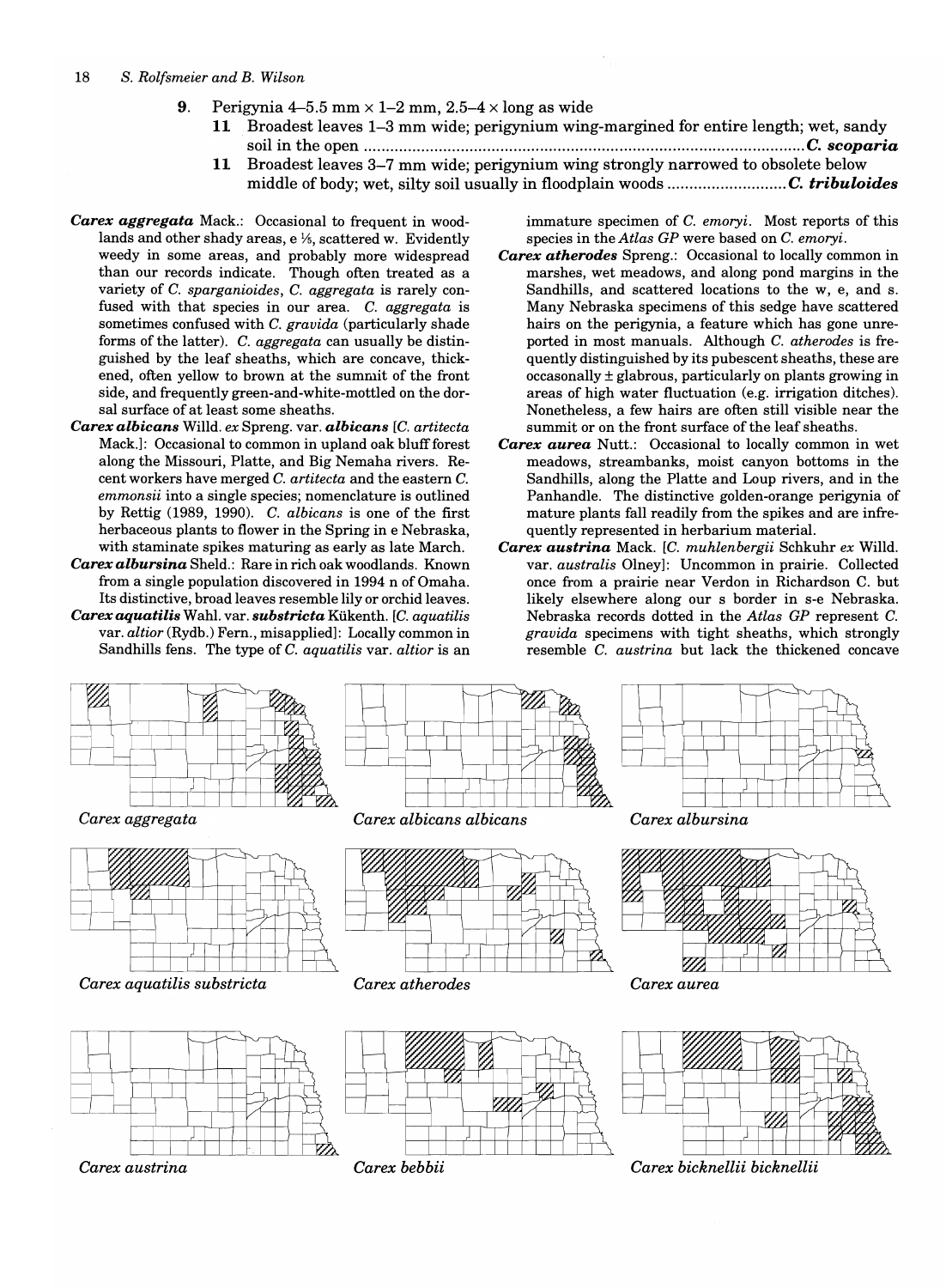9. Perigynia 4–5.5 mm × 1–2 mm, 2.5–4 × long as wide
   11. Broadest leaves 1–3 mm wide; perigynium wing-margined for entire length; wet, sandy soil in the open .......... ***C. scoparia***
   11. Broadest leaves 3–7 mm wide; perigynium wing strongly narrowed to obsolete below middle of body; wet, silty soil usually in floodplain woods .......... ***C. tribuloides***

***Carex aggregata*** Mack.: Occasional to frequent in woodlands and other shady areas, e ⅕, scattered w. Evidently weedy in some areas, and probably more widespread than our records indicate. Though often treated as a variety of *C. sparganioides*, *C. aggregata* is rarely confused with that species in our area. *C. aggregata* is sometimes confused with *C. gravida* (particularly shade forms of the latter). *C. aggregata* can usually be distinguished by the leaf sheaths, which are concave, thickened, often yellow to brown at the summit of the front side, and frequently green-and-white-mottled on the dorsal surface of at least some sheaths.

***Carex albicans*** Willd. *ex* Spreng. var. ***albicans*** [*C. artitecta* Mack.]: Occasional to common in upland oak bluff forest along the Missouri, Platte, and Big Nemaha rivers. Recent workers have merged *C. artitecta* and the eastern *C. emmonsii* into a single species; nomenclature is outlined by Rettig (1989, 1990). *C. albicans* is one of the first herbaceous plants to flower in the Spring in e Nebraska, with staminate spikes maturing as early as late March.

***Carex albursina*** Sheld.: Rare in rich oak woodlands. Known from a single population discovered in 1994 n of Omaha. Its distinctive, broad leaves resemble lily or orchid leaves.

***Carex aquatilis*** Wahl. var. ***substricta*** Kükenth. [*C. aquatilis* var. *altior* (Rydb.) Fern., misapplied]: Locally common in Sandhills fens. The type of *C. aquatilis* var. *altior* is an immature specimen of *C. emoryi*. Most reports of this species in the *Atlas GP* were based on *C. emoryi*.

***Carex atherodes*** Spreng.: Occasional to locally common in marshes, wet meadows, and along pond margins in the Sandhills, and scattered locations to the w, e, and s. Many Nebraska specimens of this sedge have scattered hairs on the perigynia, a feature which has gone unreported in most manuals. Although *C. atherodes* is frequently distinguished by its pubescent sheaths, these are occasonally ± glabrous, particularly on plants growing in areas of high water fluctuation (e.g. irrigation ditches). Nonetheless, a few hairs are often still visible near the summit or on the front surface of the leaf sheaths.

***Carex aurea*** Nutt.: Occasional to locally common in wet meadows, streambanks, moist canyon bottoms in the Sandhills, along the Platte and Loup rivers, and in the Panhandle. The distinctive golden-orange perigynia of mature plants fall readily from the spikes and are infrequently represented in herbarium material.

***Carex austrina*** Mack. [*C. muhlenbergii* Schkuhr *ex* Willd. var. *australis* Olney]: Uncommon in prairie. Collected once from a prairie near Verdon in Richardson C. but likely elsewhere along our s border in s-e Nebraska. Nebraska records dotted in the *Atlas GP* represent *C. gravida* specimens with tight sheaths, which strongly resemble *C. austrina* but lack the thickened concave

*Carex aggregata*

*Carex albicans albicans*

*Carex albursina*

*Carex aquatilis substricta*

*Carex atherodes*

*Carex aurea*

*Carex austrina*

*Carex bebbii*

*Carex bicknellii bicknellii*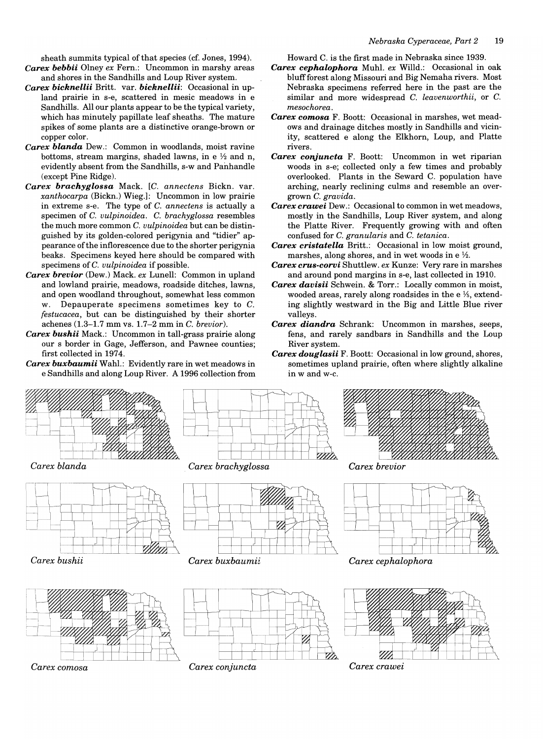sheath summits typical of that species (cf. Jones, 1994).

***Carex bebbii*** Olney *ex* Fern.: Uncommon in marshy areas and shores in the Sandhills and Loup River system.

***Carex bicknellii*** Britt. var. ***bicknellii***: Occasional in upland prairie in s-e, scattered in mesic meadows in e Sandhills. All our plants appear to be the typical variety, which has minutely papillate leaf sheaths. The mature spikes of some plants are a distinctive orange-brown or copper color.

***Carex blanda*** Dew.: Common in woodlands, moist ravine bottoms, stream margins, shaded lawns, in e ½ and n, evidently absent from the Sandhills, s-w and Panhandle (except Pine Ridge).

***Carex brachyglossa*** Mack. [*C. annectens* Bickn. var. *xanthocarpa* (Bickn.) Wieg.]: Uncommon in low prairie in extreme s-e. The type of *C. annectens* is actually a specimen of *C. vulpinoidea*. *C. brachyglossa* resembles the much more common *C. vulpinoidea* but can be distinguished by its golden-colored perigynia and "tidier" appearance of the inflorescence due to the shorter perigynia beaks. Specimens keyed here should be compared with specimens of *C. vulpinoidea* if possible.

***Carex brevior*** (Dew.) Mack. *ex* Lunell: Common in upland and lowland prairie, meadows, roadside ditches, lawns, and open woodland throughout, somewhat less common w. Depauperate specimens sometimes key to *C. festucacea*, but can be distinguished by their shorter achenes (1.3–1.7 mm vs. 1.7–2 mm in *C. brevior*).

***Carex bushii*** Mack.: Uncommon in tall-grass prairie along our s border in Gage, Jefferson, and Pawnee counties; first collected in 1974.

***Carex buxbaumii*** Wahl.: Evidently rare in wet meadows in e Sandhills and along Loup River. A 1996 collection from Howard C. is the first made in Nebraska since 1939.

***Carex cephalophora*** Muhl. *ex* Willd.: Occasional in oak bluff forest along Missouri and Big Nemaha rivers. Most Nebraska specimens referred here in the past are the similar and more widespread *C. leavenworthii*, or *C. mesochorea*.

***Carex comosa*** F. Boott: Occasional in marshes, wet meadows and drainage ditches mostly in Sandhills and vicinity, scattered e along the Elkhorn, Loup, and Platte rivers.

***Carex conjuncta*** F. Boott: Uncommon in wet riparian woods in s-e; collected only a few times and probably overlooked. Plants in the Seward C. population have arching, nearly reclining culms and resemble an overgrown *C. gravida*.

***Carex crawei*** Dew.: Occasional to common in wet meadows, mostly in the Sandhills, Loup River system, and along the Platte River. Frequently growing with and often confused for *C. granularis* and *C. tetanica*.

***Carex cristatella*** Britt.: Occasional in low moist ground, marshes, along shores, and in wet woods in e ½.

***Carex crus-corvi*** Shuttlew. *ex* Kunze: Very rare in marshes and around pond margins in s-e, last collected in 1910.

***Carex davisii*** Schwein. & Torr.: Locally common in moist, wooded areas, rarely along roadsides in the e ⅕, extending slightly westward in the Big and Little Blue river valleys.

***Carex diandra*** Schrank: Uncommon in marshes, seeps, fens, and rarely sandbars in Sandhills and the Loup River system.

***Carex douglasii*** F. Boott: Occasional in low ground, shores, sometimes upland prairie, often where slightly alkaline in w and w-c.

*Carex blanda*

*Carex brachyglossa*

*Carex brevior*

*Carex bushii*

*Carex buxbaumii*

*Carex cephalophora*

*Carex comosa*

*Carex conjuncta*

*Carex crawei*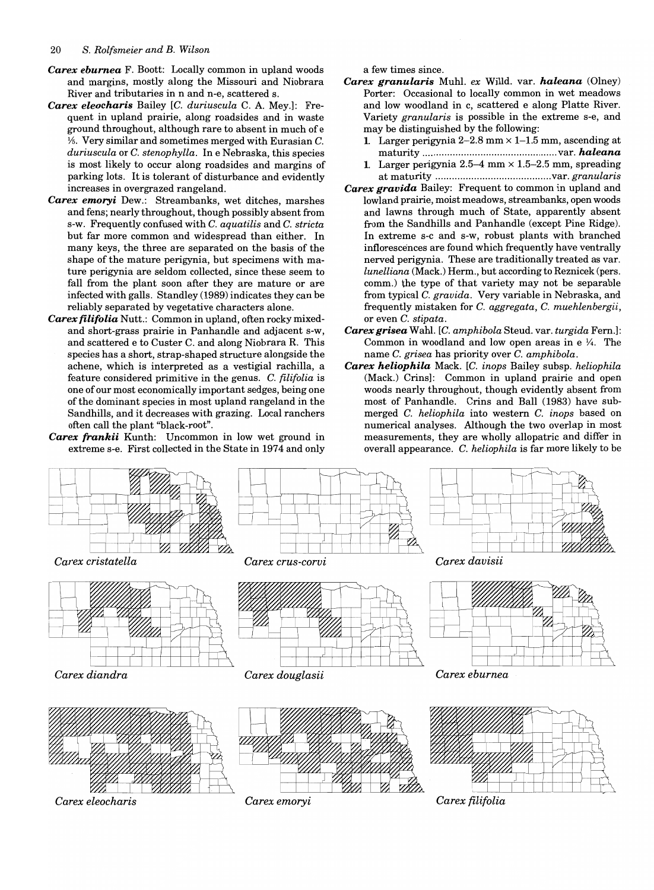***Carex eburnea*** F. Boott: Locally common in upland woods and margins, mostly along the Missouri and Niobrara River and tributaries in n and n-e, scattered s.

***Carex eleocharis*** Bailey [*C. duriuscula* C. A. Mey.]: Frequent in upland prairie, along roadsides and in waste ground throughout, although rare to absent in much of e ⅓. Very similar and sometimes merged with Eurasian *C. duriuscula* or *C. stenophylla*. In e Nebraska, this species is most likely to occur along roadsides and margins of parking lots. It is tolerant of disturbance and evidently increases in overgrazed rangeland.

***Carex emoryi*** Dew.: Streambanks, wet ditches, marshes and fens; nearly throughout, though possibly absent from s-w. Frequently confused with *C. aquatilis* and *C. stricta* but far more common and widespread than either. In many keys, the three are separated on the basis of the shape of the mature perigynia, but specimens with mature perigynia are seldom collected, since these seem to fall from the plant soon after they are mature or are infected with galls. Standley (1989) indicates they can be reliably separated by vegetative characters alone.

***Carex filifolia*** Nutt.: Common in upland, often rocky mixed- and short-grass prairie in Panhandle and adjacent s-w, and scattered e to Custer C. and along Niobrara R. This species has a short, strap-shaped structure alongside the achene, which is interpreted as a vestigial rachilla, a feature considered primitive in the genus. *C. filifolia* is one of our most economically important sedges, being one of the dominant species in most upland rangeland in the Sandhills, and it decreases with grazing. Local ranchers often call the plant "black-root".

***Carex frankii*** Kunth: Uncommon in low wet ground in extreme s-e. First collected in the State in 1974 and only a few times since.

***Carex granularis*** Muhl. *ex* Willd. var. ***haleana*** (Olney) Porter: Occasional to locally common in wet meadows and low woodland in c, scattered e along Platte River. Variety *granularis* is possible in the extreme s-e, and may be distinguished by the following:

1. Larger perigynia 2–2.8 mm × 1–1.5 mm, ascending at maturity .................................................. var. ***haleana***
1. Larger perigynia 2.5–4 mm × 1.5–2.5 mm, spreading at maturity .......................................... var. *granularis*

***Carex gravida*** Bailey: Frequent to common in upland and lowland prairie, moist meadows, streambanks, open woods and lawns through much of State, apparently absent from the Sandhills and Panhandle (except Pine Ridge). In extreme s-c and s-w, robust plants with branched inflorescences are found which frequently have ventrally nerved perigynia. These are traditionally treated as var. *lunelliana* (Mack.) Herm., but according to Reznicek (pers. comm.) the type of that variety may not be separable from typical *C. gravida*. Very variable in Nebraska, and frequently mistaken for *C. aggregata*, *C. muehlenbergii*, or even *C. stipata*.

***Carex grisea*** Wahl. [*C. amphibola* Steud. var. *turgida* Fern.]: Common in woodland and low open areas in e ¼. The name *C. grisea* has priority over *C. amphibola*.

***Carex heliophila*** Mack. [*C. inops* Bailey subsp. *heliophila* (Mack.) Crins]: Common in upland prairie and open woods nearly throughout, though evidently absent from most of Panhandle. Crins and Ball (1983) have submerged *C. heliophila* into western *C. inops* based on numerical analyses. Although the two overlap in most measurements, they are wholly allopatric and differ in overall appearance. *C. heliophila* is far more likely to be

*Carex cristatella*

*Carex crus-corvi*

*Carex davisii*

*Carex diandra*

*Carex douglasii*

*Carex eburnea*

*Carex eleocharis*

*Carex emoryi*

*Carex filifolia*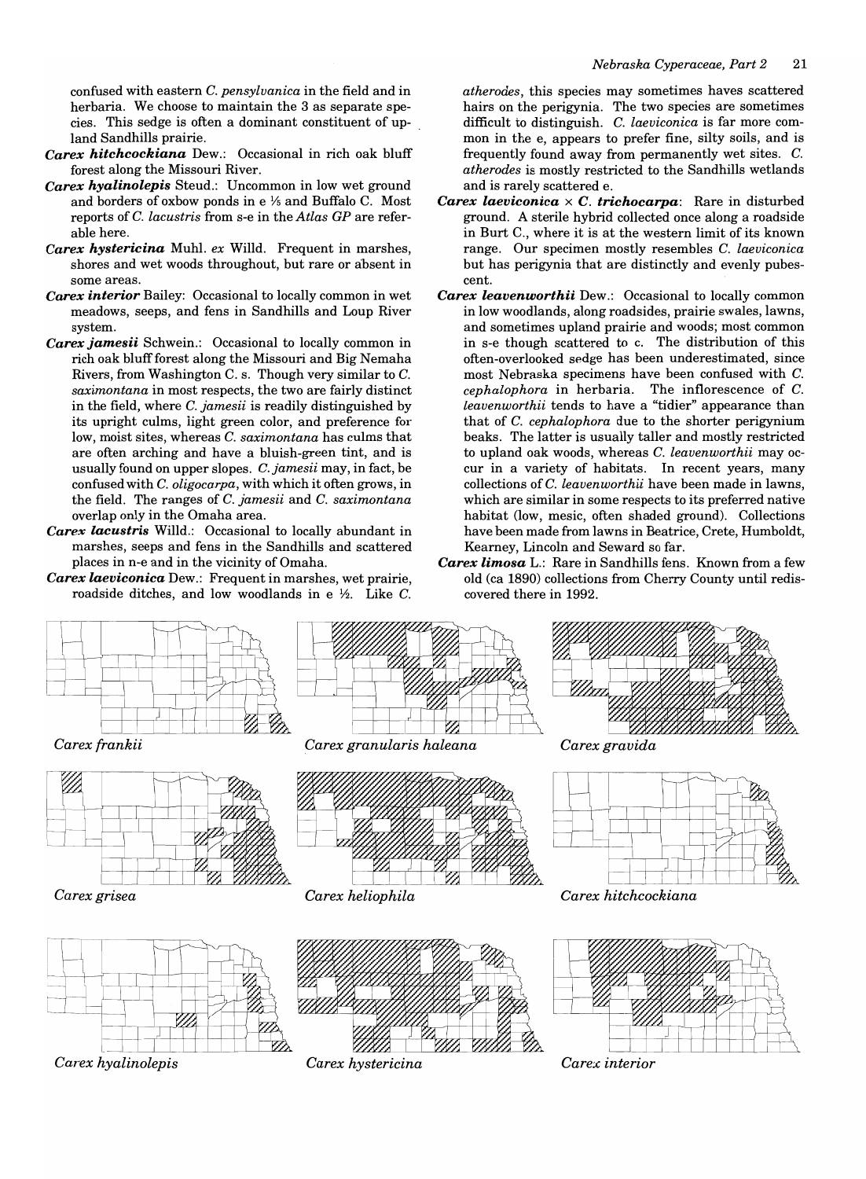confused with eastern *C. pensylvanica* in the field and in herbaria. We choose to maintain the 3 as separate species. This sedge is often a dominant constituent of upland Sandhills prairie.

***Carex hitchcockiana*** Dew.: Occasional in rich oak bluff forest along the Missouri River.

***Carex hyalinolepis*** Steud.: Uncommon in low wet ground and borders of oxbow ponds in e ⅓ and Buffalo C. Most reports of *C. lacustris* from s-e in the *Atlas GP* are referable here.

***Carex hystericina*** Muhl. *ex* Willd. Frequent in marshes, shores and wet woods throughout, but rare or absent in some areas.

***Carex interior*** Bailey: Occasional to locally common in wet meadows, seeps, and fens in Sandhills and Loup River system.

***Carex jamesii*** Schwein.: Occasional to locally common in rich oak bluff forest along the Missouri and Big Nemaha Rivers, from Washington C. s. Though very similar to *C. saximontana* in most respects, the two are fairly distinct in the field, where *C. jamesii* is readily distinguished by its upright culms, light green color, and preference for low, moist sites, whereas *C. saximontana* has culms that are often arching and have a bluish-green tint, and is usually found on upper slopes. *C. jamesii* may, in fact, be confused with *C. oligocarpa*, with which it often grows, in the field. The ranges of *C. jamesii* and *C. saximontana* overlap only in the Omaha area.

***Carex lacustris*** Willd.: Occasional to locally abundant in marshes, seeps and fens in the Sandhills and scattered places in n-e and in the vicinity of Omaha.

***Carex laeviconica*** Dew.: Frequent in marshes, wet prairie, roadside ditches, and low woodlands in e ½. Like *C. atherodes*, this species may sometimes haves scattered hairs on the perigynia. The two species are sometimes difficult to distinguish. *C. laeviconica* is far more common in the e, appears to prefer fine, silty soils, and is frequently found away from permanently wet sites. *C. atherodes* is mostly restricted to the Sandhills wetlands and is rarely scattered e.

***Carex laeviconica* × *C. trichocarpa***: Rare in disturbed ground. A sterile hybrid collected once along a roadside in Burt C., where it is at the western limit of its known range. Our specimen mostly resembles *C. laeviconica* but has perigynia that are distinctly and evenly pubescent.

***Carex leavenworthii*** Dew.: Occasional to locally common in low woodlands, along roadsides, prairie swales, lawns, and sometimes upland prairie and woods; most common in s-e though scattered to c. The distribution of this often-overlooked sedge has been underestimated, since most Nebraska specimens have been confused with *C. cephalophora* in herbaria. The inflorescence of *C. leavenworthii* tends to have a "tidier" appearance than that of *C. cephalophora* due to the shorter perigynium beaks. The latter is usually taller and mostly restricted to upland oak woods, whereas *C. leavenworthii* may occur in a variety of habitats. In recent years, many collections of *C. leavenworthii* have been made in lawns, which are similar in some respects to its preferred native habitat (low, mesic, often shaded ground). Collections have been made from lawns in Beatrice, Crete, Humboldt, Kearney, Lincoln and Seward so far.

***Carex limosa*** L.: Rare in Sandhills fens. Known from a few old (ca 1890) collections from Cherry County until rediscovered there in 1992.

*Carex frankii*

*Carex granularis haleana*

*Carex gravida*

*Carex grisea*

*Carex heliophila*

*Carex hitchcockiana*

*Carex hyalinolepis*

*Carex hystericina*

*Carex interior*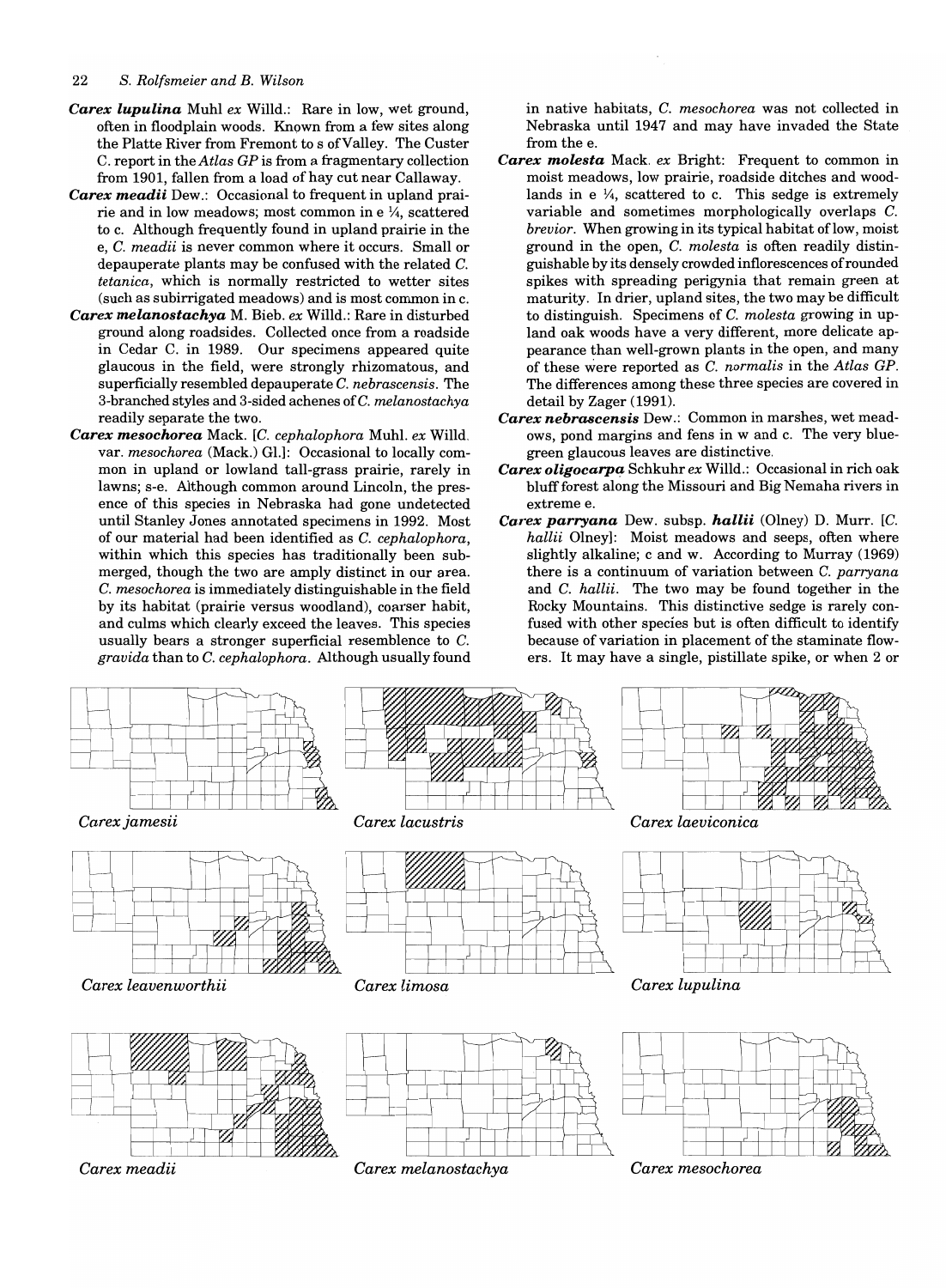***Carex lupulina*** Muhl *ex* Willd.: Rare in low, wet ground, often in floodplain woods. Known from a few sites along the Platte River from Fremont to s of Valley. The Custer C. report in the *Atlas GP* is from a fragmentary collection from 1901, fallen from a load of hay cut near Callaway.

***Carex meadii*** Dew.: Occasional to frequent in upland prairie and in low meadows; most common in e ¼, scattered to c. Although frequently found in upland prairie in the e, *C. meadii* is never common where it occurs. Small or depauperate plants may be confused with the related *C. tetanica*, which is normally restricted to wetter sites (such as subirrigated meadows) and is most common in c.

***Carex melanostachya*** M. Bieb. *ex* Willd.: Rare in disturbed ground along roadsides. Collected once from a roadside in Cedar C. in 1989. Our specimens appeared quite glaucous in the field, were strongly rhizomatous, and superficially resembled depauperate *C. nebrascensis*. The 3-branched styles and 3-sided achenes of *C. melanostachya* readily separate the two.

***Carex mesochorea*** Mack. [*C. cephalophora* Muhl. *ex* Willd. var. *mesochorea* (Mack.) Gl.]: Occasional to locally common in upland or lowland tall-grass prairie, rarely in lawns; s-e. Although common around Lincoln, the presence of this species in Nebraska had gone undetected until Stanley Jones annotated specimens in 1992. Most of our material had been identified as *C. cephalophora*, within which this species has traditionally been submerged, though the two are amply distinct in our area. *C. mesochorea* is immediately distinguishable in the field by its habitat (prairie versus woodland), coarser habit, and culms which clearly exceed the leaves. This species usually bears a stronger superficial resemblence to *C. gravida* than to *C. cephalophora*. Although usually found in native habitats, *C. mesochorea* was not collected in Nebraska until 1947 and may have invaded the State from the e.

***Carex molesta*** Mack. *ex* Bright: Frequent to common in moist meadows, low prairie, roadside ditches and woodlands in e ¼, scattered to c. This sedge is extremely variable and sometimes morphologically overlaps *C. brevior*. When growing in its typical habitat of low, moist ground in the open, *C. molesta* is often readily distinguishable by its densely crowded inflorescences of rounded spikes with spreading perigynia that remain green at maturity. In drier, upland sites, the two may be difficult to distinguish. Specimens of *C. molesta* growing in upland oak woods have a very different, more delicate appearance than well-grown plants in the open, and many of these were reported as *C. normalis* in the *Atlas GP*. The differences among these three species are covered in detail by Zager (1991).

***Carex nebrascensis*** Dew.: Common in marshes, wet meadows, pond margins and fens in w and c. The very blue-green glaucous leaves are distinctive.

***Carex oligocarpa*** Schkuhr *ex* Willd.: Occasional in rich oak bluff forest along the Missouri and Big Nemaha rivers in extreme e.

***Carex parryana*** Dew. subsp. ***hallii*** (Olney) D. Murr. [*C. hallii* Olney]: Moist meadows and seeps, often where slightly alkaline; c and w. According to Murray (1969) there is a continuum of variation between *C. parryana* and *C. hallii*. The two may be found together in the Rocky Mountains. This distinctive sedge is rarely confused with other species but is often difficult to identify because of variation in placement of the staminate flowers. It may have a single, pistillate spike, or when 2 or

*Carex jamesii* | *Carex lacustris* | *Carex laeviconica*

*Carex leavenworthii* | *Carex limosa* | *Carex lupulina*

*Carex meadii* | *Carex melanostachya* | *Carex mesochorea*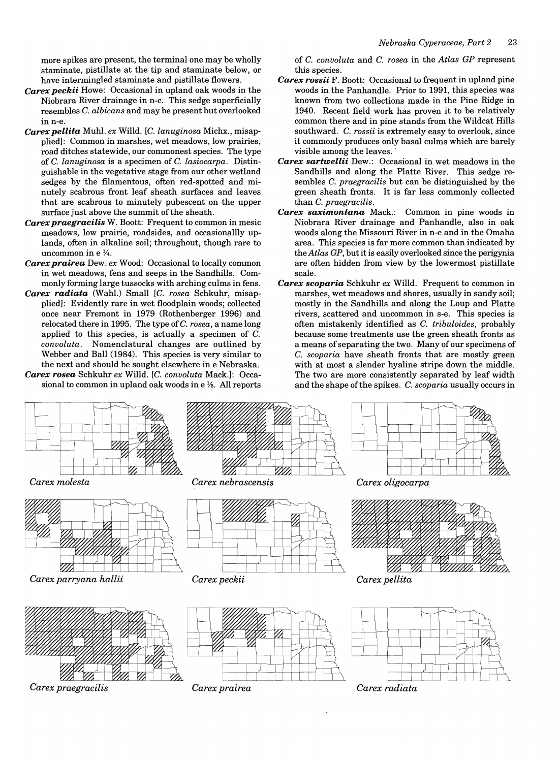more spikes are present, the terminal one may be wholly staminate, pistillate at the tip and staminate below, or have intermingled staminate and pistillate flowers.

***Carex peckii*** Howe: Occasional in upland oak woods in the Niobrara River drainage in n-c. This sedge superficially resembles *C. albicans* and may be present but overlooked in n-e.

***Carex pellita*** Muhl. *ex* Willd. [*C. lanuginosa* Michx., misapplied]: Common in marshes, wet meadows, low prairies, road ditches statewide, our commonest species. The type of *C. lanuginosa* is a specimen of *C. lasiocarpa*. Distinguishable in the vegetative stage from our other wetland sedges by the filamentous, often red-spotted and minutely scabrous front leaf sheath surfaces and leaves that are scabrous to minutely pubescent on the upper surface just above the summit of the sheath.

***Carex praegracilis*** W. Boott: Frequent to common in mesic meadows, low prairie, roadsides, and occasionallly uplands, often in alkaline soil; throughout, though rare to uncommon in e ¼.

***Carex prairea*** Dew. *ex* Wood: Occasional to locally common in wet meadows, fens and seeps in the Sandhills. Commonly forming large tussocks with arching culms in fens.

***Carex radiata*** (Wahl.) Small [*C. rosea* Schkuhr, misapplied]: Evidently rare in wet floodplain woods; collected once near Fremont in 1979 (Rothenberger 1996) and relocated there in 1995. The type of *C. rosea*, a name long applied to this species, is actually a specimen of *C. convoluta*. Nomenclatural changes are outlined by Webber and Ball (1984). This species is very similar to the next and should be sought elsewhere in e Nebraska.

***Carex rosea*** Schkuhr *ex* Willd. [*C. convoluta* Mack.]: Occasional to common in upland oak woods in e ⅕. All reports of *C. convoluta* and *C. rosea* in the *Atlas GP* represent this species.

***Carex rossii*** F. Boott: Occasional to frequent in upland pine woods in the Panhandle. Prior to 1991, this species was known from two collections made in the Pine Ridge in 1940. Recent field work has proven it to be relatively common there and in pine stands from the Wildcat Hills southward. *C. rossii* is extremely easy to overlook, since it commonly produces only basal culms which are barely visible among the leaves.

***Carex sartwellii*** Dew.: Occasional in wet meadows in the Sandhills and along the Platte River. This sedge resembles *C. praegracilis* but can be distinguished by the green sheath fronts. It is far less commonly collected than *C. praegracilis*.

***Carex saximontana*** Mack.: Common in pine woods in Niobrara River drainage and Panhandle, also in oak woods along the Missouri River in n-e and in the Omaha area. This species is far more common than indicated by the *Atlas GP*, but it is easily overlooked since the perigynia are often hidden from view by the lowermost pistillate scale.

***Carex scoparia*** Schkuhr *ex* Willd. Frequent to common in marshes, wet meadows and shores, usually in sandy soil; mostly in the Sandhills and along the Loup and Platte rivers, scattered and uncommon in s-e. This species is often mistakenly identified as *C. tribuloides*, probably because some treatments use the green sheath fronts as a means of separating the two. Many of our specimens of *C. scoparia* have sheath fronts that are mostly green with at most a slender hyaline stripe down the middle. The two are more consistently separated by leaf width and the shape of the spikes. *C. scoparia* usually occurs in

*Carex molesta*

*Carex nebrascensis*

*Carex oligocarpa*

*Carex parryana hallii*

*Carex peckii*

*Carex pellita*

*Carex praegracilis*

*Carex prairea*

*Carex radiata*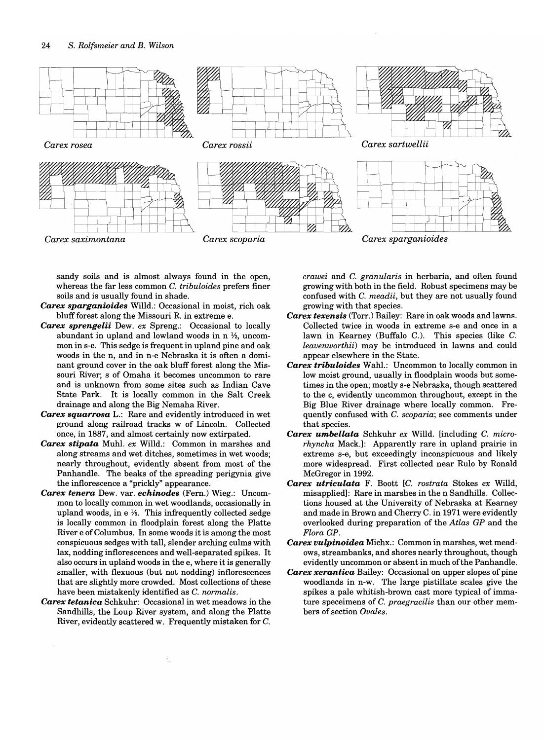Carex rosea

Carex rossii

Carex sartwellii

Carex saximontana

Carex scoparia

Carex sparganioides

sandy soils and is almost always found in the open, whereas the far less common *C. tribuloides* prefers finer soils and is usually found in shade.

***Carex sparganioides*** Willd.: Occasional in moist, rich oak bluff forest along the Missouri R. in extreme e.

***Carex sprengelii*** Dew. *ex* Spreng.: Occasional to locally abundant in upland and lowland woods in n ½, uncommon in s-e. This sedge is frequent in upland pine and oak woods in the n, and in n-e Nebraska it is often a dominant ground cover in the oak bluff forest along the Missouri River; s of Omaha it becomes uncommon to rare and is unknown from some sites such as Indian Cave State Park. It is locally common in the Salt Creek drainage and along the Big Nemaha River.

***Carex squarrosa*** L.: Rare and evidently introduced in wet ground along railroad tracks w of Lincoln. Collected once, in 1887, and almost certainly now extirpated.

***Carex stipata*** Muhl. *ex* Willd.: Common in marshes and along streams and wet ditches, sometimes in wet woods; nearly throughout, evidently absent from most of the Panhandle. The beaks of the spreading perigynia give the inflorescence a "prickly" appearance.

***Carex tenera*** Dew. var. ***echinodes*** (Fern.) Wieg.: Uncommon to locally common in wet woodlands, occasionally in upland woods, in e ⅕. This infrequently collected sedge is locally common in floodplain forest along the Platte River e of Columbus. In some woods it is among the most conspicuous sedges with tall, slender arching culms with lax, nodding inflorescences and well-separated spikes. It also occurs in upland woods in the e, where it is generally smaller, with flexuous (but not nodding) inflorescences that are slightly more crowded. Most collections of these have been mistakenly identified as *C. normalis*.

***Carex tetanica*** Schkuhr: Occasional in wet meadows in the Sandhills, the Loup River system, and along the Platte River, evidently scattered w. Frequently mistaken for *C. crawei* and *C. granularis* in herbaria, and often found growing with both in the field. Robust specimens may be confused with *C. meadii*, but they are not usually found growing with that species.

***Carex texensis*** (Torr.) Bailey: Rare in oak woods and lawns. Collected twice in woods in extreme s-e and once in a lawn in Kearney (Buffalo C.). This species (like *C. leavenworthii*) may be introduced in lawns and could appear elsewhere in the State.

***Carex tribuloides*** Wahl.: Uncommon to locally common in low moist ground, usually in floodplain woods but sometimes in the open; mostly s-e Nebraska, though scattered to the c, evidently uncommon throughout, except in the Big Blue River drainage where locally common. Frequently confused with *C. scoparia*; see comments under that species.

***Carex umbellata*** Schkuhr *ex* Willd. [including *C. microrhyncha* Mack.]: Apparently rare in upland prairie in extreme s-e, but exceedingly inconspicuous and likely more widespread. First collected near Rulo by Ronald McGregor in 1992.

***Carex utriculata*** F. Boott [*C. rostrata* Stokes *ex* Willd, misapplied]: Rare in marshes in the n Sandhills. Collections housed at the University of Nebraska at Kearney and made in Brown and Cherry C. in 1971 were evidently overlooked during preparation of the *Atlas GP* and the *Flora GP*.

***Carex vulpinoidea*** Michx.: Common in marshes, wet meadows, streambanks, and shores nearly throughout, though evidently uncommon or absent in much of the Panhandle.

***Carex xerantica*** Bailey: Occasional on upper slopes of pine woodlands in n-w. The large pistillate scales give the spikes a pale whitish-brown cast more typical of immature speceimens of *C. praegracilis* than our other members of section *Ovales*.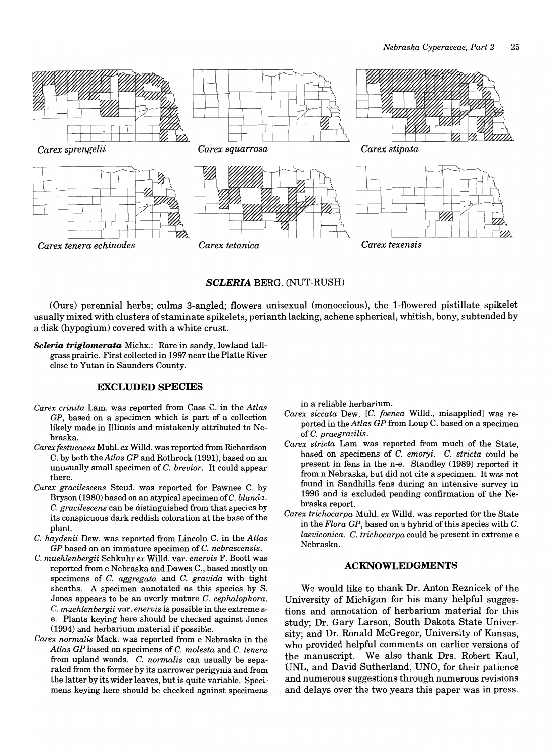Carex sprengelii

Carex squarrosa

Carex stipata

Carex tenera echinodes

Carex tetanica

Carex texensis

## *SCLERIA* BERG. (NUT-RUSH)

(Ours) perennial herbs; culms 3-angled; flowers unisexual (monoecious), the 1-flowered pistillate spikelet usually mixed with clusters of staminate spikelets, perianth lacking, achene spherical, whitish, bony, subtended by a disk (hypogium) covered with a white crust.

***Scleria triglomerata*** Michx.: Rare in sandy, lowland tall-grass prairie. First collected in 1997 near the Platte River close to Yutan in Saunders County.

### EXCLUDED SPECIES

*Carex crinita* Lam. was reported from Cass C. in the *Atlas GP*, based on a specimen which is part of a collection likely made in Illinois and mistakenly attributed to Nebraska.

*Carex festucacea* Muhl. *ex* Willd. was reported from Richardson C. by both the *Atlas GP* and Rothrock (1991), based on an unusually small specimen of *C. brevior*. It could appear there.

*Carex gracilescens* Steud. was reported for Pawnee C. by Bryson (1980) based on an atypical specimen of *C. blanda*. *C. gracilescens* can be distinguished from that species by its conspicuous dark reddish coloration at the base of the plant.

*C. haydenii* Dew. was reported from Lincoln C. in the *Atlas GP* based on an immature specimen of *C. nebrascensis*.

*C. muehlenbergii* Schkuhr *ex* Willd. var. *enervis* F. Boott was reported from e Nebraska and Dawes C., based mostly on specimens of *C. aggregata* and *C. gravida* with tight sheaths. A specimen annotated as this species by S. Jones appears to be an overly mature *C. cephalophora*. *C. muehlenbergii* var. *enervis* is possible in the extreme s-e. Plants keying here should be checked against Jones (1994) and herbarium material if possible.

*Carex normalis* Mack. was reported from e Nebraska in the *Atlas GP* based on specimens of *C. molesta* and *C. tenera* from upland woods. *C. normalis* can usually be separated from the former by its narrower perigynia and from the latter by its wider leaves, but is quite variable. Specimens keying here should be checked against specimens in a reliable herbarium.

*Carex siccata* Dew. [*C. foenea* Willd., misapplied] was reported in the *Atlas GP* from Loup C. based on a specimen of *C. praegracilis*.

*Carex stricta* Lam. was reported from much of the State, based on specimens of *C. emoryi*. *C. stricta* could be present in fens in the n-e. Standley (1989) reported it from n Nebraska, but did not cite a specimen. It was not found in Sandhills fens during an intensive survey in 1996 and is excluded pending confirmation of the Nebraska report.

*Carex trichocarpa* Muhl. *ex* Willd. was reported for the State in the *Flora GP*, based on a hybrid of this species with *C. laeviconica*. *C. trichocarpa* could be present in extreme e Nebraska.

### ACKNOWLEDGMENTS

We would like to thank Dr. Anton Reznicek of the University of Michigan for his many helpful suggestions and annotation of herbarium material for this study; Dr. Gary Larson, South Dakota State University; and Dr. Ronald McGregor, University of Kansas, who provided helpful comments on earlier versions of the manuscript. We also thank Drs. Robert Kaul, UNL, and David Sutherland, UNO, for their patience and numerous suggestions through numerous revisions and delays over the two years this paper was in press.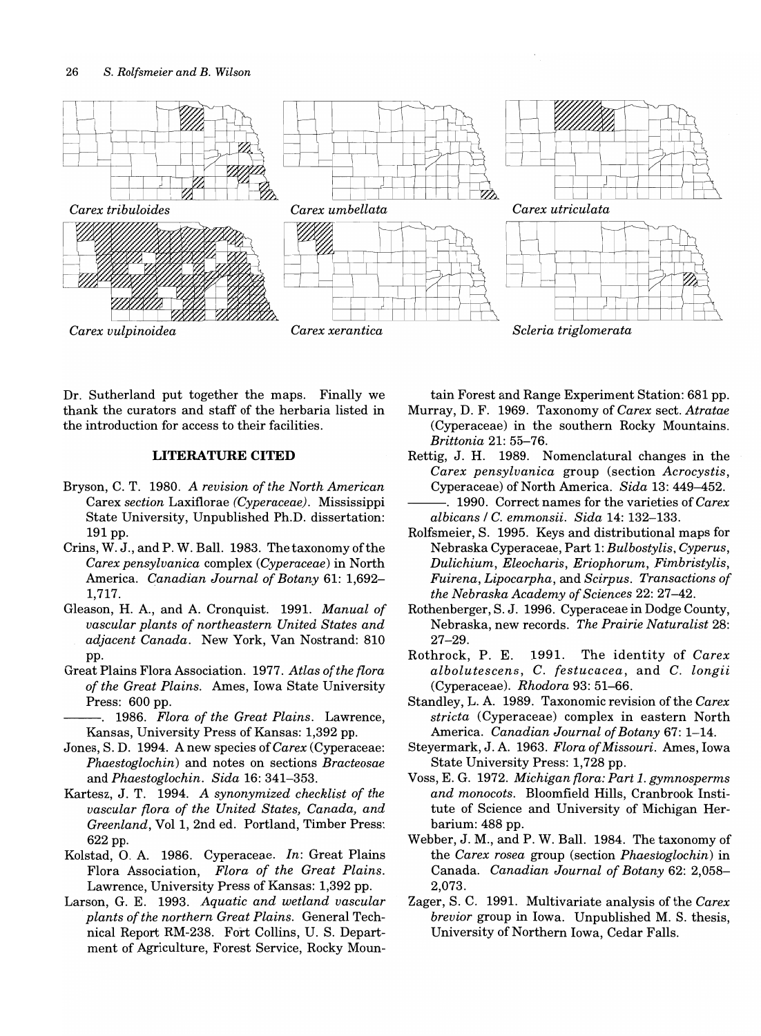*Carex tribuloides*

*Carex umbellata*

*Carex utriculata*

*Carex vulpinoidea*

*Carex xerantica*

*Scleria triglomerata*

Dr. Sutherland put together the maps. Finally we thank the curators and staff of the herbaria listed in the introduction for access to their facilities.

## LITERATURE CITED

Bryson, C. T. 1980. *A revision of the North American* Carex *section* Laxiflorae *(Cyperaceae)*. Mississippi State University, Unpublished Ph.D. dissertation: 191 pp.

Crins, W. J., and P. W. Ball. 1983. The taxonomy of the *Carex pensylvanica* complex (*Cyperaceae*) in North America. *Canadian Journal of Botany* 61: 1,692–1,717.

Gleason, H. A., and A. Cronquist. 1991. *Manual of vascular plants of northeastern United States and adjacent Canada*. New York, Van Nostrand: 810 pp.

Great Plains Flora Association. 1977. *Atlas of the flora of the Great Plains*. Ames, Iowa State University Press: 600 pp.

———. 1986. *Flora of the Great Plains*. Lawrence, Kansas, University Press of Kansas: 1,392 pp.

Jones, S. D. 1994. A new species of *Carex* (Cyperaceae: *Phaestoglochin*) and notes on sections *Bracteosae* and *Phaestoglochin*. *Sida* 16: 341–353.

Kartesz, J. T. 1994. *A synonymized checklist of the vascular flora of the United States, Canada, and Greenland*, Vol 1, 2nd ed. Portland, Timber Press: 622 pp.

Kolstad, O. A. 1986. Cyperaceae. *In*: Great Plains Flora Association, *Flora of the Great Plains*. Lawrence, University Press of Kansas: 1,392 pp.

Larson, G. E. 1993. *Aquatic and wetland vascular plants of the northern Great Plains*. General Technical Report RM-238. Fort Collins, U. S. Department of Agriculture, Forest Service, Rocky Mountain Forest and Range Experiment Station: 681 pp.

Murray, D. F. 1969. Taxonomy of *Carex* sect. *Atratae* (Cyperaceae) in the southern Rocky Mountains. *Brittonia* 21: 55–76.

Rettig, J. H. 1989. Nomenclatural changes in the *Carex pensylvanica* group (section *Acrocystis*, Cyperaceae) of North America. *Sida* 13: 449–452.

———. 1990. Correct names for the varieties of *Carex albicans* / *C. emmonsii*. *Sida* 14: 132–133.

Rolfsmeier, S. 1995. Keys and distributional maps for Nebraska Cyperaceae, Part 1: *Bulbostylis*, *Cyperus*, *Dulichium*, *Eleocharis*, *Eriophorum*, *Fimbristylis*, *Fuirena*, *Lipocarpha*, and *Scirpus*. *Transactions of the Nebraska Academy of Sciences* 22: 27–42.

Rothenberger, S. J. 1996. Cyperaceae in Dodge County, Nebraska, new records. *The Prairie Naturalist* 28: 27–29.

Rothrock, P. E. 1991. The identity of *Carex albolutescens*, *C. festucacea*, and *C. longii* (Cyperaceae). *Rhodora* 93: 51–66.

Standley, L. A. 1989. Taxonomic revision of the *Carex stricta* (Cyperaceae) complex in eastern North America. *Canadian Journal of Botany* 67: 1–14.

Steyermark, J. A. 1963. *Flora of Missouri*. Ames, Iowa State University Press: 1,728 pp.

Voss, E. G. 1972. *Michigan flora: Part 1. gymnosperms and monocots*. Bloomfield Hills, Cranbrook Institute of Science and University of Michigan Herbarium: 488 pp.

Webber, J. M., and P. W. Ball. 1984. The taxonomy of the *Carex rosea* group (section *Phaestoglochin*) in Canada. *Canadian Journal of Botany* 62: 2,058–2,073.

Zager, S. C. 1991. Multivariate analysis of the *Carex brevior* group in Iowa. Unpublished M. S. thesis, University of Northern Iowa, Cedar Falls.